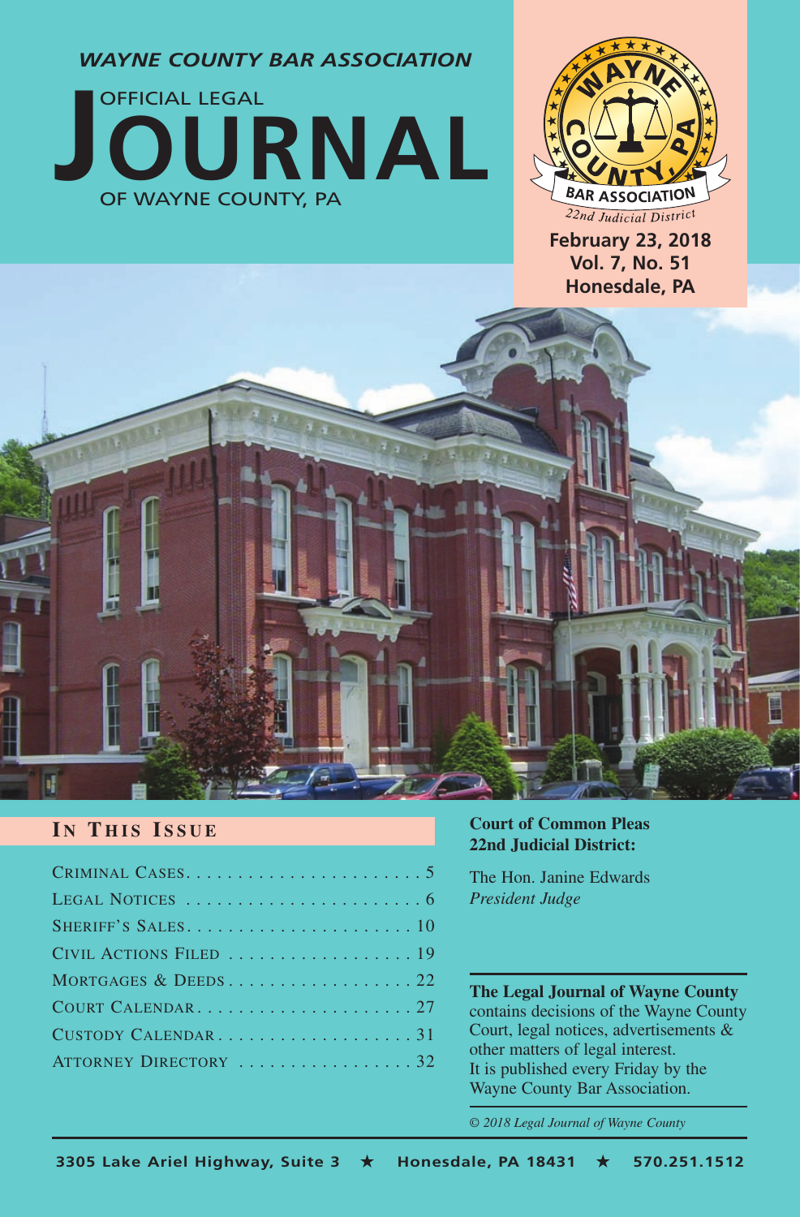*WAYNE COUNTY BAR ASSOCIATION*

# OFFICIAL LEGAL JOURNAL OF WAYNE COUNTY, PA

WAYNE COUNTY BAR ASSOCIATION
*22nd Judicial District*

**February 23, 2018**
**Vol. 7, No. 51**
**Honesdale, PA**

## IN THIS ISSUE

| | |
|---|---|
| CRIMINAL CASES | 5 |
| LEGAL NOTICES | 6 |
| SHERIFF'S SALES | 10 |
| CIVIL ACTIONS FILED | 19 |
| MORTGAGES & DEEDS | 22 |
| COURT CALENDAR | 27 |
| CUSTODY CALENDAR | 31 |
| ATTORNEY DIRECTORY | 32 |

**Court of Common Pleas 22nd Judicial District:**

The Hon. Janine Edwards
*President Judge*

**The Legal Journal of Wayne County** contains decisions of the Wayne County Court, legal notices, advertisements & other matters of legal interest. It is published every Friday by the Wayne County Bar Association.

*© 2018 Legal Journal of Wayne County*

**3305 Lake Ariel Highway, Suite 3 ★ Honesdale, PA 18431 ★ 570.251.1512**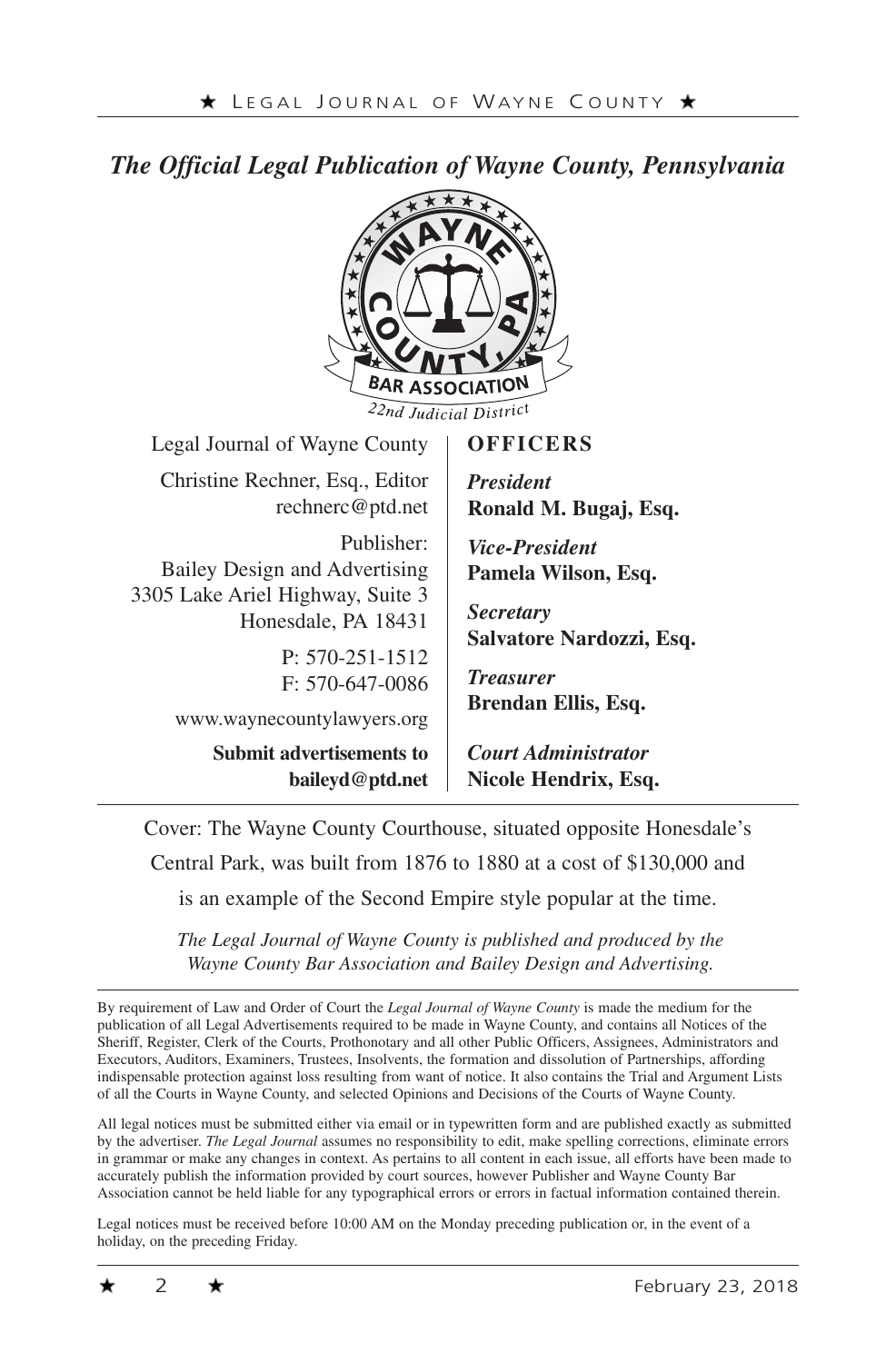*The Official Legal Publication of Wayne County, Pennsylvania*

Legal Journal of Wayne County

Christine Rechner, Esq., Editor
rechnerc@ptd.net

Publisher:
Bailey Design and Advertising
3305 Lake Ariel Highway, Suite 3
Honesdale, PA 18431

P: 570-251-1512
F: 570-647-0086

www.waynecountylawyers.org

**Submit advertisements to baileyd@ptd.net**

**OFFICERS**

***President***
**Ronald M. Bugaj, Esq.**

***Vice-President***
**Pamela Wilson, Esq.**

***Secretary***
**Salvatore Nardozzi, Esq.**

***Treasurer***
**Brendan Ellis, Esq.**

***Court Administrator***
**Nicole Hendrix, Esq.**

Cover: The Wayne County Courthouse, situated opposite Honesdale's Central Park, was built from 1876 to 1880 at a cost of $130,000 and is an example of the Second Empire style popular at the time.

*The Legal Journal of Wayne County is published and produced by the Wayne County Bar Association and Bailey Design and Advertising.*

By requirement of Law and Order of Court the *Legal Journal of Wayne County* is made the medium for the publication of all Legal Advertisements required to be made in Wayne County, and contains all Notices of the Sheriff, Register, Clerk of the Courts, Prothonotary and all other Public Officers, Assignees, Administrators and Executors, Auditors, Examiners, Trustees, Insolvents, the formation and dissolution of Partnerships, affording indispensable protection against loss resulting from want of notice. It also contains the Trial and Argument Lists of all the Courts in Wayne County, and selected Opinions and Decisions of the Courts of Wayne County.

All legal notices must be submitted either via email or in typewritten form and are published exactly as submitted by the advertiser. *The Legal Journal* assumes no responsibility to edit, make spelling corrections, eliminate errors in grammar or make any changes in context. As pertains to all content in each issue, all efforts have been made to accurately publish the information provided by court sources, however Publisher and Wayne County Bar Association cannot be held liable for any typographical errors or errors in factual information contained therein.

Legal notices must be received before 10:00 AM on the Monday preceding publication or, in the event of a holiday, on the preceding Friday.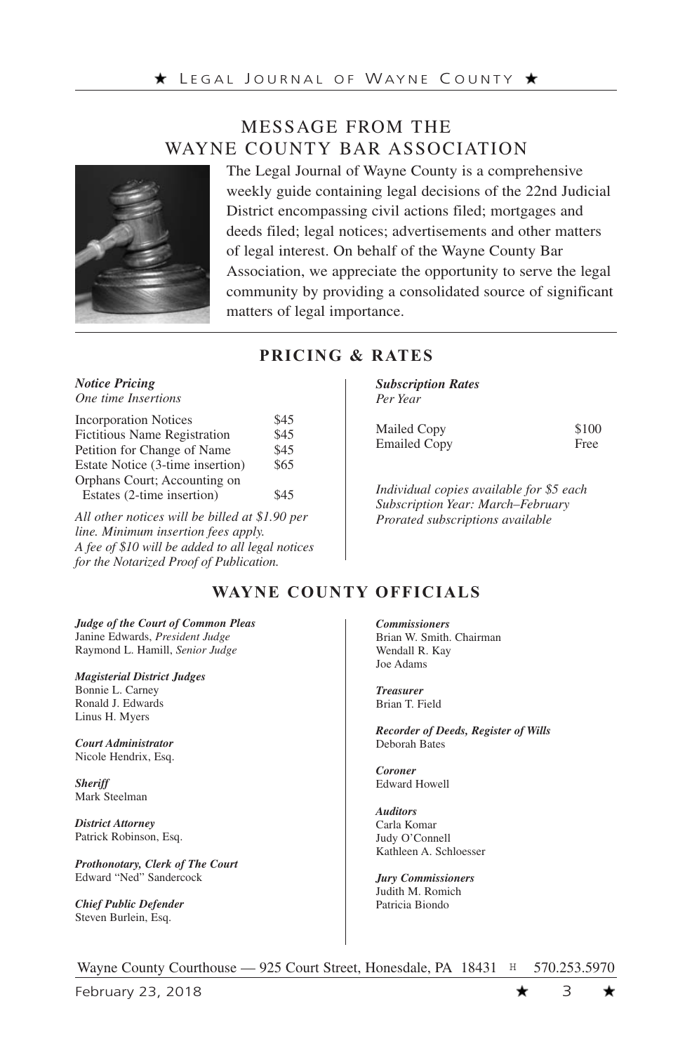# MESSAGE FROM THE WAYNE COUNTY BAR ASSOCIATION

The Legal Journal of Wayne County is a comprehensive weekly guide containing legal decisions of the 22nd Judicial District encompassing civil actions filed; mortgages and deeds filed; legal notices; advertisements and other matters of legal interest. On behalf of the Wayne County Bar Association, we appreciate the opportunity to serve the legal community by providing a consolidated source of significant matters of legal importance.

## PRICING & RATES

***Notice Pricing***
*One time Insertions*

| | |
|---|---|
| Incorporation Notices | $45 |
| Fictitious Name Registration | $45 |
| Petition for Change of Name | $45 |
| Estate Notice (3-time insertion) | $65 |
| Orphans Court; Accounting on Estates (2-time insertion) | $45 |

*All other notices will be billed at $1.90 per line. Minimum insertion fees apply.*
*A fee of $10 will be added to all legal notices for the Notarized Proof of Publication.*

***Subscription Rates***
*Per Year*

| | |
|---|---|
| Mailed Copy | $100 |
| Emailed Copy | Free |

*Individual copies available for $5 each*
*Subscription Year: March–February*
*Prorated subscriptions available*

## WAYNE COUNTY OFFICIALS

***Judge of the Court of Common Pleas***
Janine Edwards, *President Judge*
Raymond L. Hamill, *Senior Judge*

***Magisterial District Judges***
Bonnie L. Carney
Ronald J. Edwards
Linus H. Myers

***Court Administrator***
Nicole Hendrix, Esq.

***Sheriff***
Mark Steelman

***District Attorney***
Patrick Robinson, Esq.

***Prothonotary, Clerk of The Court***
Edward "Ned" Sandercock

***Chief Public Defender***
Steven Burlein, Esq.

***Commissioners***
Brian W. Smith. Chairman
Wendall R. Kay
Joe Adams

***Treasurer***
Brian T. Field

***Recorder of Deeds, Register of Wills***
Deborah Bates

***Coroner***
Edward Howell

***Auditors***
Carla Komar
Judy O'Connell
Kathleen A. Schloesser

***Jury Commissioners***
Judith M. Romich
Patricia Biondo

Wayne County Courthouse — 925 Court Street, Honesdale, PA 18431 ✆ 570.253.5970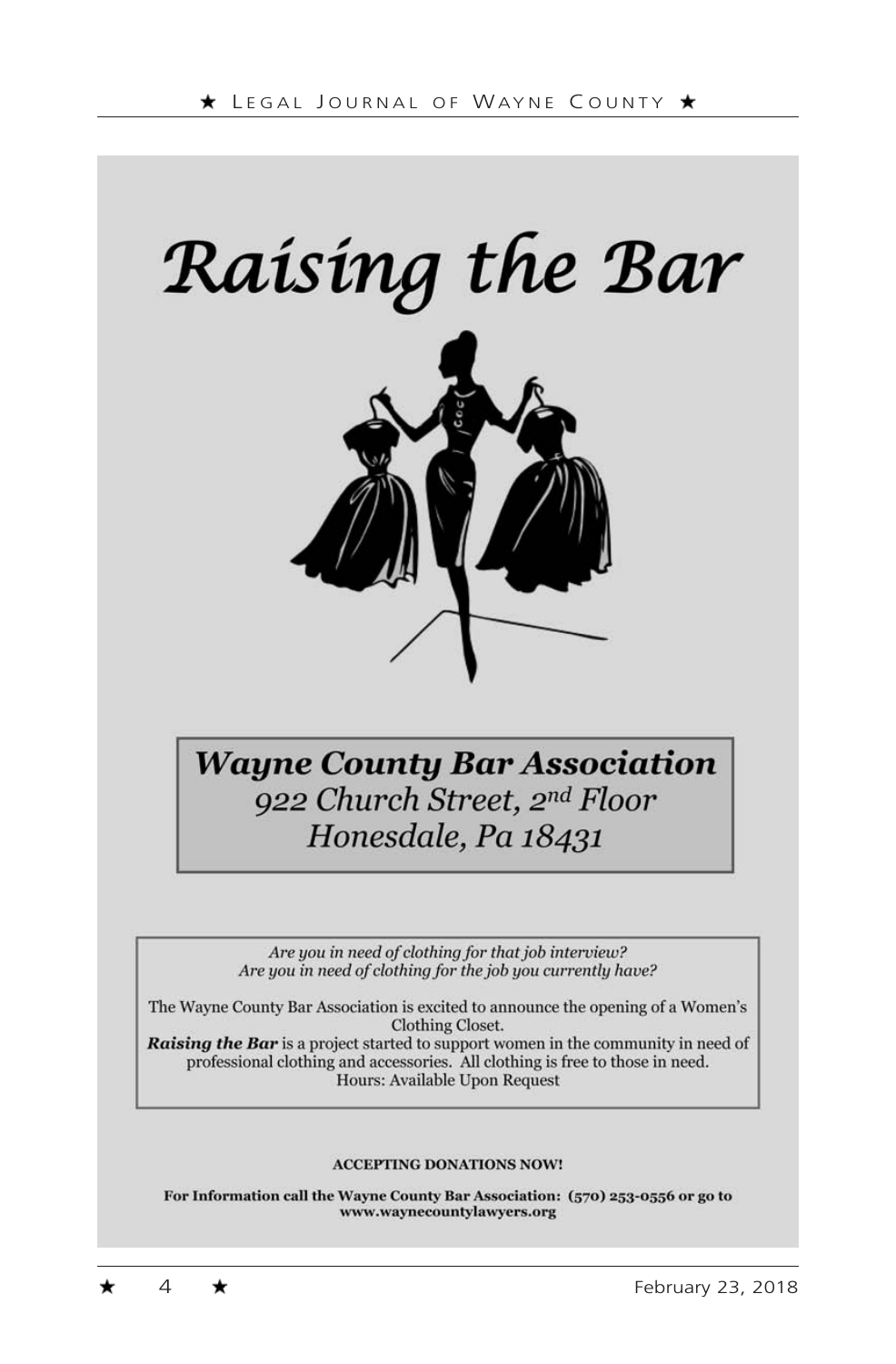# Raising the Bar

**Wayne County Bar Association**
*922 Church Street, 2nd Floor*
*Honesdale, Pa 18431*

*Are you in need of clothing for that job interview?*
*Are you in need of clothing for the job you currently have?*

The Wayne County Bar Association is excited to announce the opening of a Women's Clothing Closet.
***Raising the Bar*** is a project started to support women in the community in need of professional clothing and accessories. All clothing is free to those in need.
Hours: Available Upon Request

**ACCEPTING DONATIONS NOW!**

**For Information call the Wayne County Bar Association: (570) 253-0556 or go to www.waynecountylawyers.org**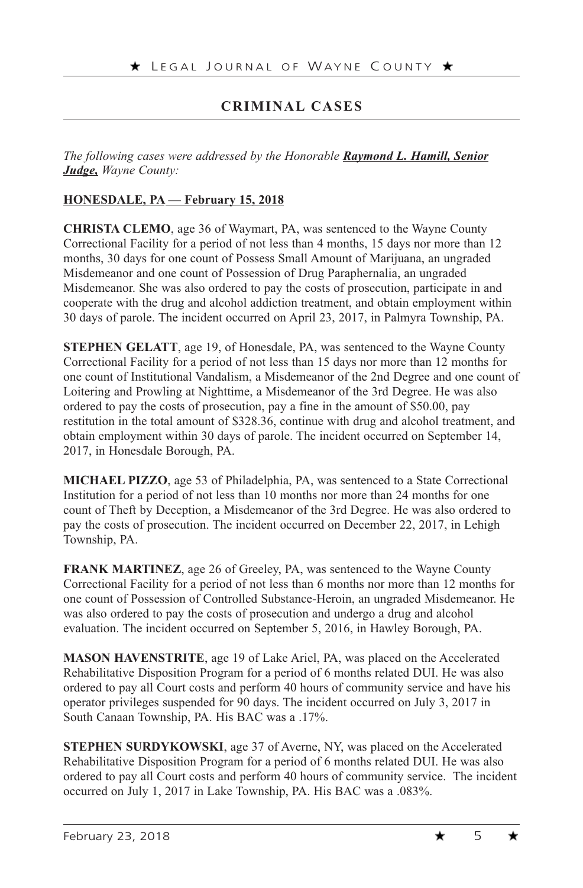## CRIMINAL CASES

*The following cases were addressed by the Honorable **Raymond L. Hamill, Senior Judge,** Wayne County:*

**HONESDALE, PA — February 15, 2018**

**CHRISTA CLEMO**, age 36 of Waymart, PA, was sentenced to the Wayne County Correctional Facility for a period of not less than 4 months, 15 days nor more than 12 months, 30 days for one count of Possess Small Amount of Marijuana, an ungraded Misdemeanor and one count of Possession of Drug Paraphernalia, an ungraded Misdemeanor. She was also ordered to pay the costs of prosecution, participate in and cooperate with the drug and alcohol addiction treatment, and obtain employment within 30 days of parole. The incident occurred on April 23, 2017, in Palmyra Township, PA.

**STEPHEN GELATT**, age 19, of Honesdale, PA, was sentenced to the Wayne County Correctional Facility for a period of not less than 15 days nor more than 12 months for one count of Institutional Vandalism, a Misdemeanor of the 2nd Degree and one count of Loitering and Prowling at Nighttime, a Misdemeanor of the 3rd Degree. He was also ordered to pay the costs of prosecution, pay a fine in the amount of $50.00, pay restitution in the total amount of $328.36, continue with drug and alcohol treatment, and obtain employment within 30 days of parole. The incident occurred on September 14, 2017, in Honesdale Borough, PA.

**MICHAEL PIZZO**, age 53 of Philadelphia, PA, was sentenced to a State Correctional Institution for a period of not less than 10 months nor more than 24 months for one count of Theft by Deception, a Misdemeanor of the 3rd Degree. He was also ordered to pay the costs of prosecution. The incident occurred on December 22, 2017, in Lehigh Township, PA.

**FRANK MARTINEZ**, age 26 of Greeley, PA, was sentenced to the Wayne County Correctional Facility for a period of not less than 6 months nor more than 12 months for one count of Possession of Controlled Substance-Heroin, an ungraded Misdemeanor. He was also ordered to pay the costs of prosecution and undergo a drug and alcohol evaluation. The incident occurred on September 5, 2016, in Hawley Borough, PA.

**MASON HAVENSTRITE**, age 19 of Lake Ariel, PA, was placed on the Accelerated Rehabilitative Disposition Program for a period of 6 months related DUI. He was also ordered to pay all Court costs and perform 40 hours of community service and have his operator privileges suspended for 90 days. The incident occurred on July 3, 2017 in South Canaan Township, PA. His BAC was a .17%.

**STEPHEN SURDYKOWSKI**, age 37 of Averne, NY, was placed on the Accelerated Rehabilitative Disposition Program for a period of 6 months related DUI. He was also ordered to pay all Court costs and perform 40 hours of community service. The incident occurred on July 1, 2017 in Lake Township, PA. His BAC was a .083%.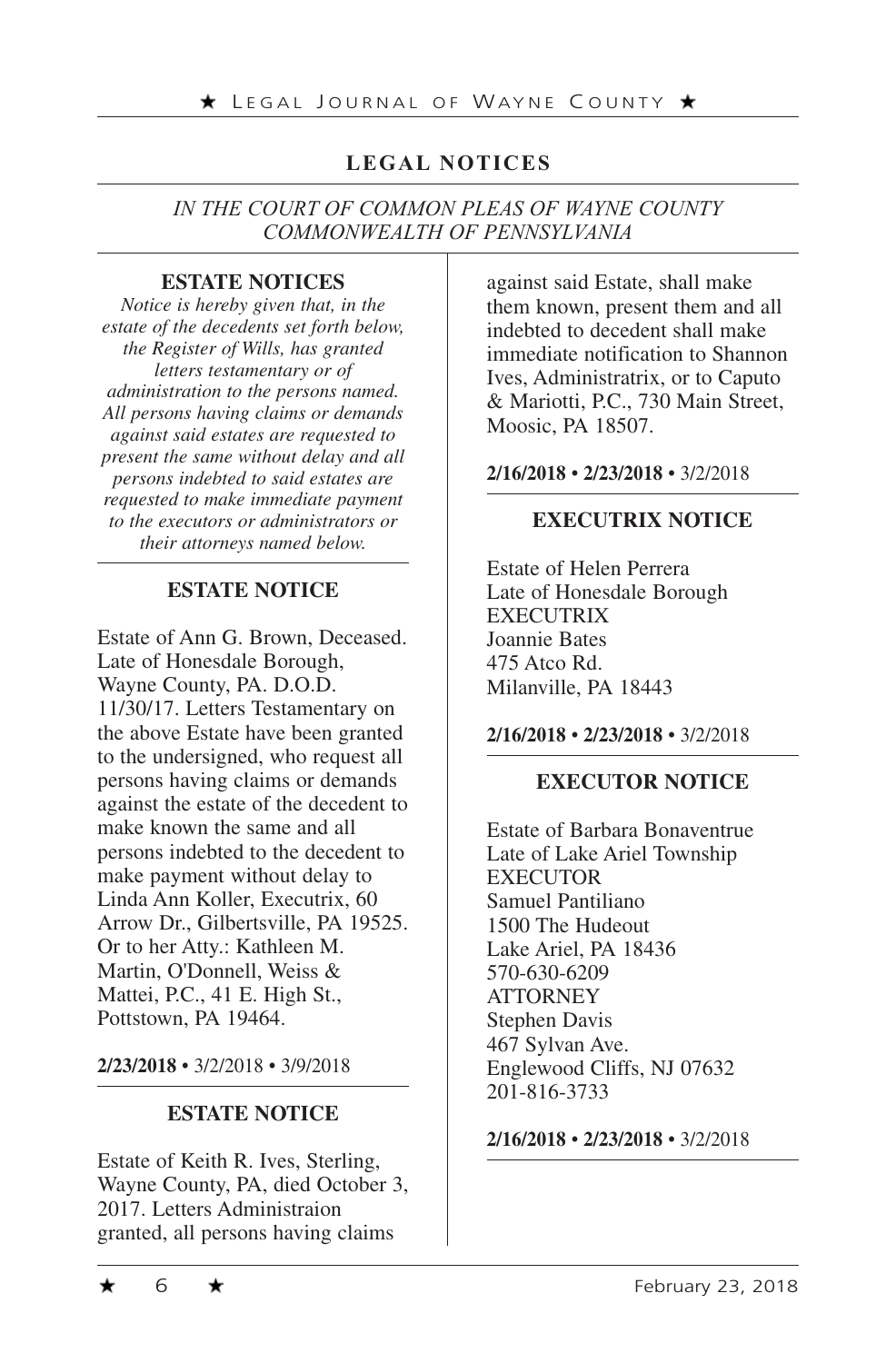## LEGAL NOTICES

*IN THE COURT OF COMMON PLEAS OF WAYNE COUNTY COMMONWEALTH OF PENNSYLVANIA*

### ESTATE NOTICES

*Notice is hereby given that, in the estate of the decedents set forth below, the Register of Wills, has granted letters testamentary or of administration to the persons named. All persons having claims or demands against said estates are requested to present the same without delay and all persons indebted to said estates are requested to make immediate payment to the executors or administrators or their attorneys named below.*

### ESTATE NOTICE

Estate of Ann G. Brown, Deceased. Late of Honesdale Borough, Wayne County, PA. D.O.D. 11/30/17. Letters Testamentary on the above Estate have been granted to the undersigned, who request all persons having claims or demands against the estate of the decedent to make known the same and all persons indebted to the decedent to make payment without delay to Linda Ann Koller, Executrix, 60 Arrow Dr., Gilbertsville, PA 19525. Or to her Atty.: Kathleen M. Martin, O'Donnell, Weiss & Mattei, P.C., 41 E. High St., Pottstown, PA 19464.

**2/23/2018** • 3/2/2018 • 3/9/2018

### ESTATE NOTICE

Estate of Keith R. Ives, Sterling, Wayne County, PA, died October 3, 2017. Letters Administraion granted, all persons having claims against said Estate, shall make them known, present them and all indebted to decedent shall make immediate notification to Shannon Ives, Administratrix, or to Caputo & Mariotti, P.C., 730 Main Street, Moosic, PA 18507.

**2/16/2018 • 2/23/2018** • 3/2/2018

### EXECUTRIX NOTICE

Estate of Helen Perrera
Late of Honesdale Borough
EXECUTRIX
Joannie Bates
475 Atco Rd.
Milanville, PA 18443

**2/16/2018 • 2/23/2018** • 3/2/2018

### EXECUTOR NOTICE

Estate of Barbara Bonaventrue
Late of Lake Ariel Township
EXECUTOR
Samuel Pantiliano
1500 The Hudeout
Lake Ariel, PA 18436
570-630-6209
ATTORNEY
Stephen Davis
467 Sylvan Ave.
Englewood Cliffs, NJ 07632
201-816-3733

**2/16/2018 • 2/23/2018** • 3/2/2018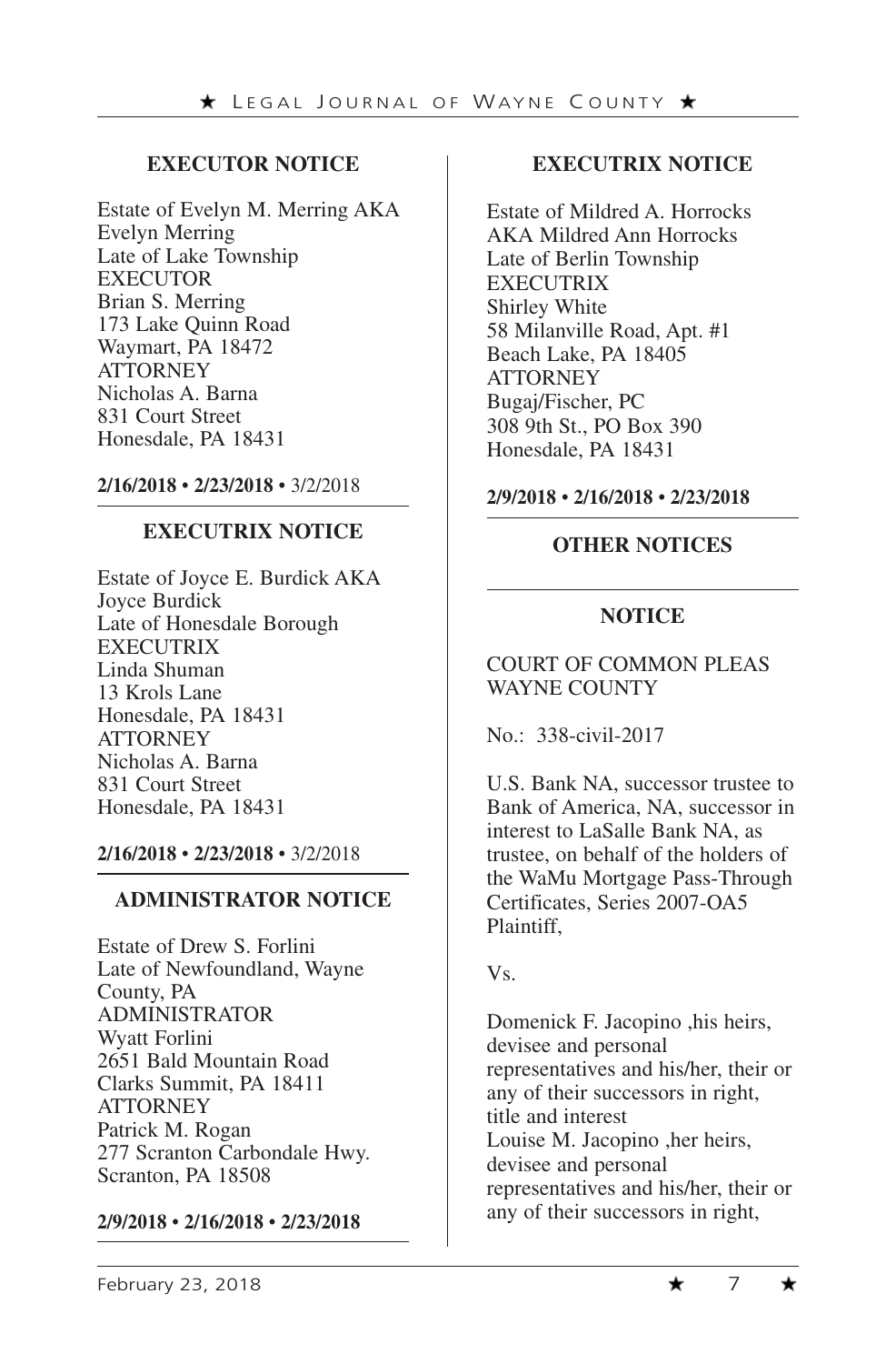### EXECUTOR NOTICE

Estate of Evelyn M. Merring AKA Evelyn Merring
Late of Lake Township
EXECUTOR
Brian S. Merring
173 Lake Quinn Road
Waymart, PA 18472
ATTORNEY
Nicholas A. Barna
831 Court Street
Honesdale, PA 18431

**2/16/2018 • 2/23/2018 •** 3/2/2018

### EXECUTRIX NOTICE

Estate of Joyce E. Burdick AKA Joyce Burdick
Late of Honesdale Borough
EXECUTRIX
Linda Shuman
13 Krols Lane
Honesdale, PA 18431
ATTORNEY
Nicholas A. Barna
831 Court Street
Honesdale, PA 18431

**2/16/2018 • 2/23/2018 •** 3/2/2018

### ADMINISTRATOR NOTICE

Estate of Drew S. Forlini
Late of Newfoundland, Wayne County, PA
ADMINISTRATOR
Wyatt Forlini
2651 Bald Mountain Road
Clarks Summit, PA 18411
ATTORNEY
Patrick M. Rogan
277 Scranton Carbondale Hwy.
Scranton, PA 18508

**2/9/2018 • 2/16/2018 • 2/23/2018**

### EXECUTRIX NOTICE

Estate of Mildred A. Horrocks AKA Mildred Ann Horrocks
Late of Berlin Township
EXECUTRIX
Shirley White
58 Milanville Road, Apt. #1
Beach Lake, PA 18405
ATTORNEY
Bugaj/Fischer, PC
308 9th St., PO Box 390
Honesdale, PA 18431

**2/9/2018 • 2/16/2018 • 2/23/2018**

## OTHER NOTICES

### NOTICE

COURT OF COMMON PLEAS
WAYNE COUNTY

No.: 338-civil-2017

U.S. Bank NA, successor trustee to Bank of America, NA, successor in interest to LaSalle Bank NA, as trustee, on behalf of the holders of the WaMu Mortgage Pass-Through Certificates, Series 2007-OA5
Plaintiff,

Vs.

Domenick F. Jacopino ,his heirs, devisee and personal representatives and his/her, their or any of their successors in right, title and interest
Louise M. Jacopino ,her heirs, devisee and personal representatives and his/her, their or any of their successors in right,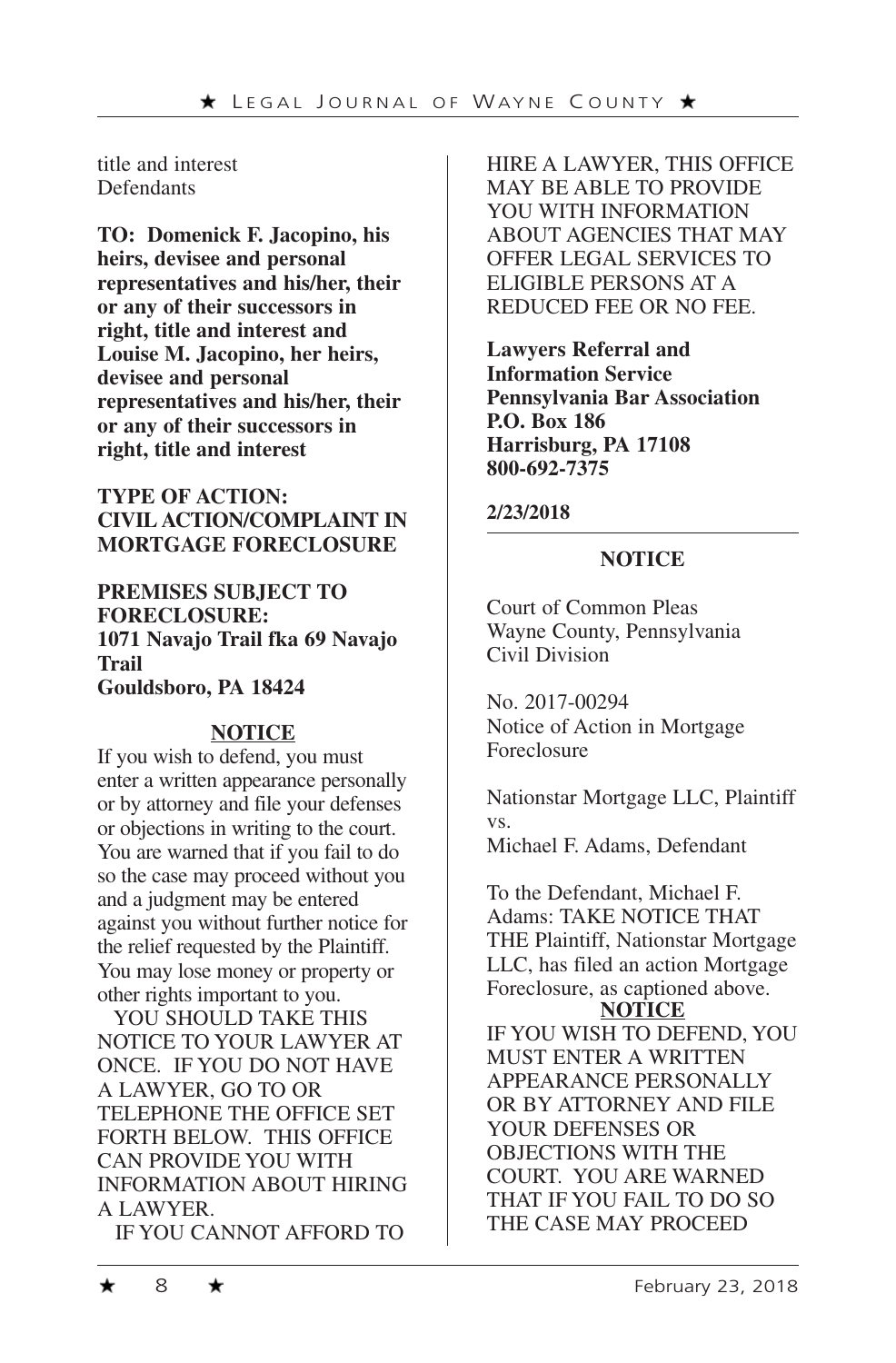title and interest
Defendants

**TO: Domenick F. Jacopino, his heirs, devisee and personal representatives and his/her, their or any of their successors in right, title and interest and Louise M. Jacopino, her heirs, devisee and personal representatives and his/her, their or any of their successors in right, title and interest**

**TYPE OF ACTION: CIVIL ACTION/COMPLAINT IN MORTGAGE FORECLOSURE**

**PREMISES SUBJECT TO FORECLOSURE: 1071 Navajo Trail fka 69 Navajo Trail Gouldsboro, PA 18424**

**NOTICE**

If you wish to defend, you must enter a written appearance personally or by attorney and file your defenses or objections in writing to the court. You are warned that if you fail to do so the case may proceed without you and a judgment may be entered against you without further notice for the relief requested by the Plaintiff. You may lose money or property or other rights important to you.

YOU SHOULD TAKE THIS NOTICE TO YOUR LAWYER AT ONCE. IF YOU DO NOT HAVE A LAWYER, GO TO OR TELEPHONE THE OFFICE SET FORTH BELOW. THIS OFFICE CAN PROVIDE YOU WITH INFORMATION ABOUT HIRING A LAWYER.

IF YOU CANNOT AFFORD TO HIRE A LAWYER, THIS OFFICE MAY BE ABLE TO PROVIDE YOU WITH INFORMATION ABOUT AGENCIES THAT MAY OFFER LEGAL SERVICES TO ELIGIBLE PERSONS AT A REDUCED FEE OR NO FEE.

**Lawyers Referral and Information Service**
**Pennsylvania Bar Association**
**P.O. Box 186**
**Harrisburg, PA 17108**
**800-692-7375**

**2/23/2018**

---

**NOTICE**

Court of Common Pleas
Wayne County, Pennsylvania
Civil Division

No. 2017-00294
Notice of Action in Mortgage Foreclosure

Nationstar Mortgage LLC, Plaintiff
vs.
Michael F. Adams, Defendant

To the Defendant, Michael F. Adams: TAKE NOTICE THAT THE Plaintiff, Nationstar Mortgage LLC, has filed an action Mortgage Foreclosure, as captioned above.

**NOTICE**

IF YOU WISH TO DEFEND, YOU MUST ENTER A WRITTEN APPEARANCE PERSONALLY OR BY ATTORNEY AND FILE YOUR DEFENSES OR OBJECTIONS WITH THE COURT. YOU ARE WARNED THAT IF YOU FAIL TO DO SO THE CASE MAY PROCEED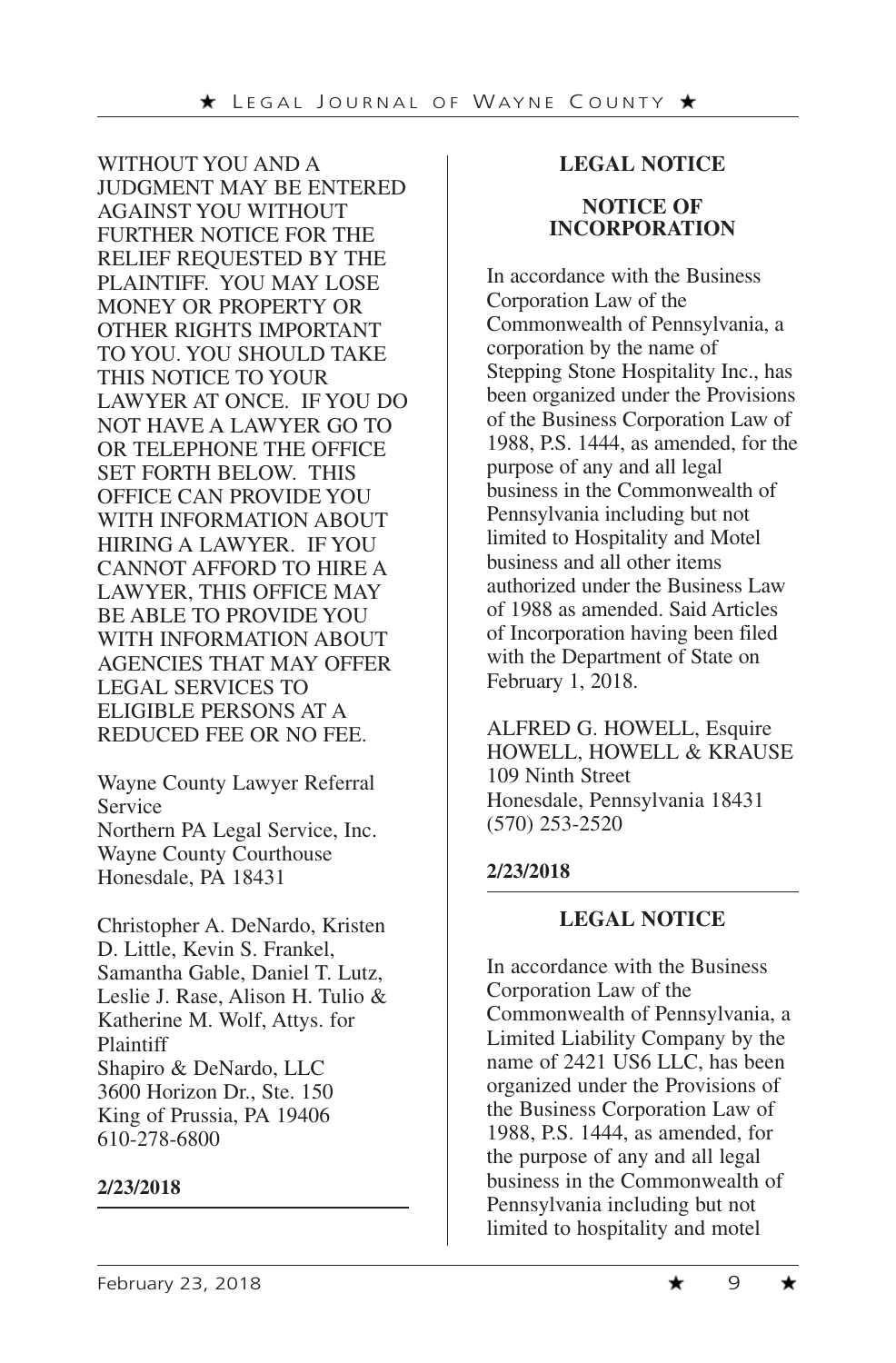WITHOUT YOU AND A JUDGMENT MAY BE ENTERED AGAINST YOU WITHOUT FURTHER NOTICE FOR THE RELIEF REQUESTED BY THE PLAINTIFF. YOU MAY LOSE MONEY OR PROPERTY OR OTHER RIGHTS IMPORTANT TO YOU. YOU SHOULD TAKE THIS NOTICE TO YOUR LAWYER AT ONCE. IF YOU DO NOT HAVE A LAWYER GO TO OR TELEPHONE THE OFFICE SET FORTH BELOW. THIS OFFICE CAN PROVIDE YOU WITH INFORMATION ABOUT HIRING A LAWYER. IF YOU CANNOT AFFORD TO HIRE A LAWYER, THIS OFFICE MAY BE ABLE TO PROVIDE YOU WITH INFORMATION ABOUT AGENCIES THAT MAY OFFER LEGAL SERVICES TO ELIGIBLE PERSONS AT A REDUCED FEE OR NO FEE.

Wayne County Lawyer Referral Service
Northern PA Legal Service, Inc.
Wayne County Courthouse
Honesdale, PA 18431

Christopher A. DeNardo, Kristen D. Little, Kevin S. Frankel, Samantha Gable, Daniel T. Lutz, Leslie J. Rase, Alison H. Tulio & Katherine M. Wolf, Attys. for Plaintiff
Shapiro & DeNardo, LLC
3600 Horizon Dr., Ste. 150
King of Prussia, PA 19406
610-278-6800

**2/23/2018**

---

**LEGAL NOTICE**

**NOTICE OF INCORPORATION**

In accordance with the Business Corporation Law of the Commonwealth of Pennsylvania, a corporation by the name of Stepping Stone Hospitality Inc., has been organized under the Provisions of the Business Corporation Law of 1988, P.S. 1444, as amended, for the purpose of any and all legal business in the Commonwealth of Pennsylvania including but not limited to Hospitality and Motel business and all other items authorized under the Business Law of 1988 as amended. Said Articles of Incorporation having been filed with the Department of State on February 1, 2018.

ALFRED G. HOWELL, Esquire
HOWELL, HOWELL & KRAUSE
109 Ninth Street
Honesdale, Pennsylvania 18431
(570) 253-2520

**2/23/2018**

---

**LEGAL NOTICE**

In accordance with the Business Corporation Law of the Commonwealth of Pennsylvania, a Limited Liability Company by the name of 2421 US6 LLC, has been organized under the Provisions of the Business Corporation Law of 1988, P.S. 1444, as amended, for the purpose of any and all legal business in the Commonwealth of Pennsylvania including but not limited to hospitality and motel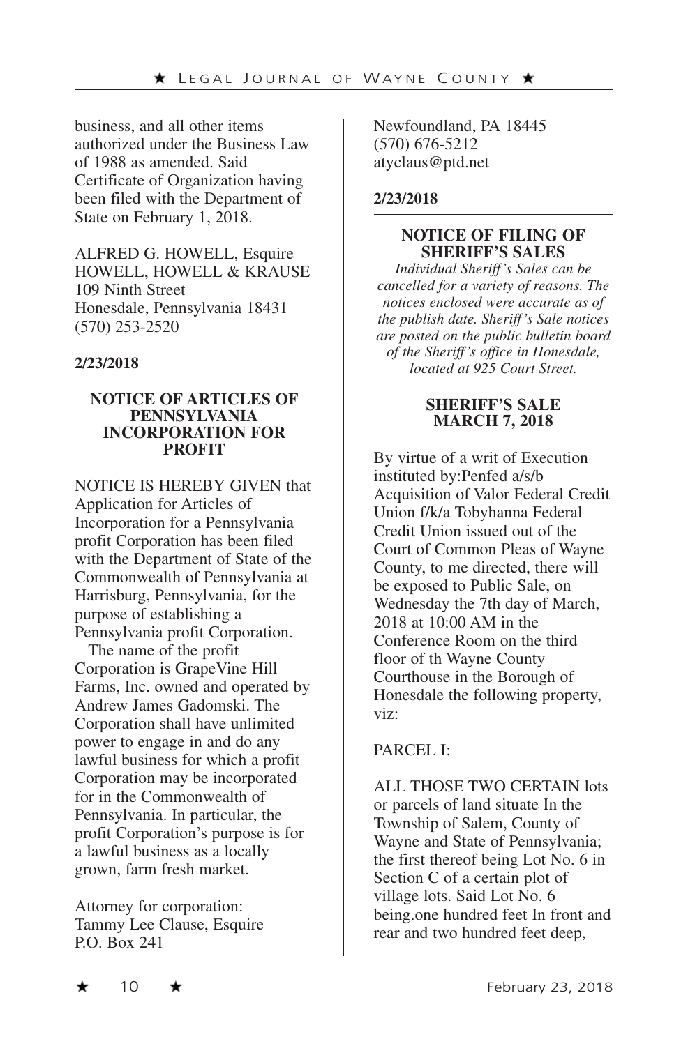business, and all other items authorized under the Business Law of 1988 as amended. Said Certificate of Organization having been filed with the Department of State on February 1, 2018.

ALFRED G. HOWELL, Esquire
HOWELL, HOWELL & KRAUSE
109 Ninth Street
Honesdale, Pennsylvania 18431
(570) 253-2520

**2/23/2018**

---

**NOTICE OF ARTICLES OF PENNSYLVANIA INCORPORATION FOR PROFIT**

NOTICE IS HEREBY GIVEN that Application for Articles of Incorporation for a Pennsylvania profit Corporation has been filed with the Department of State of the Commonwealth of Pennsylvania at Harrisburg, Pennsylvania, for the purpose of establishing a Pennsylvania profit Corporation.

The name of the profit Corporation is GrapeVine Hill Farms, Inc. owned and operated by Andrew James Gadomski. The Corporation shall have unlimited power to engage in and do any lawful business for which a profit Corporation may be incorporated for in the Commonwealth of Pennsylvania. In particular, the profit Corporation's purpose is for a lawful business as a locally grown, farm fresh market.

Attorney for corporation:
Tammy Lee Clause, Esquire
P.O. Box 241
Newfoundland, PA 18445
(570) 676-5212
atyclaus@ptd.net

**2/23/2018**

---

**NOTICE OF FILING OF SHERIFF'S SALES**

*Individual Sheriff's Sales can be cancelled for a variety of reasons. The notices enclosed were accurate as of the publish date. Sheriff's Sale notices are posted on the public bulletin board of the Sheriff's office in Honesdale, located at 925 Court Street.*

---

**SHERIFF'S SALE**
**MARCH 7, 2018**

By virtue of a writ of Execution instituted by:Penfed a/s/b Acquisition of Valor Federal Credit Union f/k/a Tobyhanna Federal Credit Union issued out of the Court of Common Pleas of Wayne County, to me directed, there will be exposed to Public Sale, on Wednesday the 7th day of March, 2018 at 10:00 AM in the Conference Room on the third floor of th Wayne County Courthouse in the Borough of Honesdale the following property, viz:

PARCEL I:

ALL THOSE TWO CERTAIN lots or parcels of land situate In the Township of Salem, County of Wayne and State of Pennsylvania; the first thereof being Lot No. 6 in Section C of a certain plot of village lots. Said Lot No. 6 being.one hundred feet In front and rear and two hundred feet deep,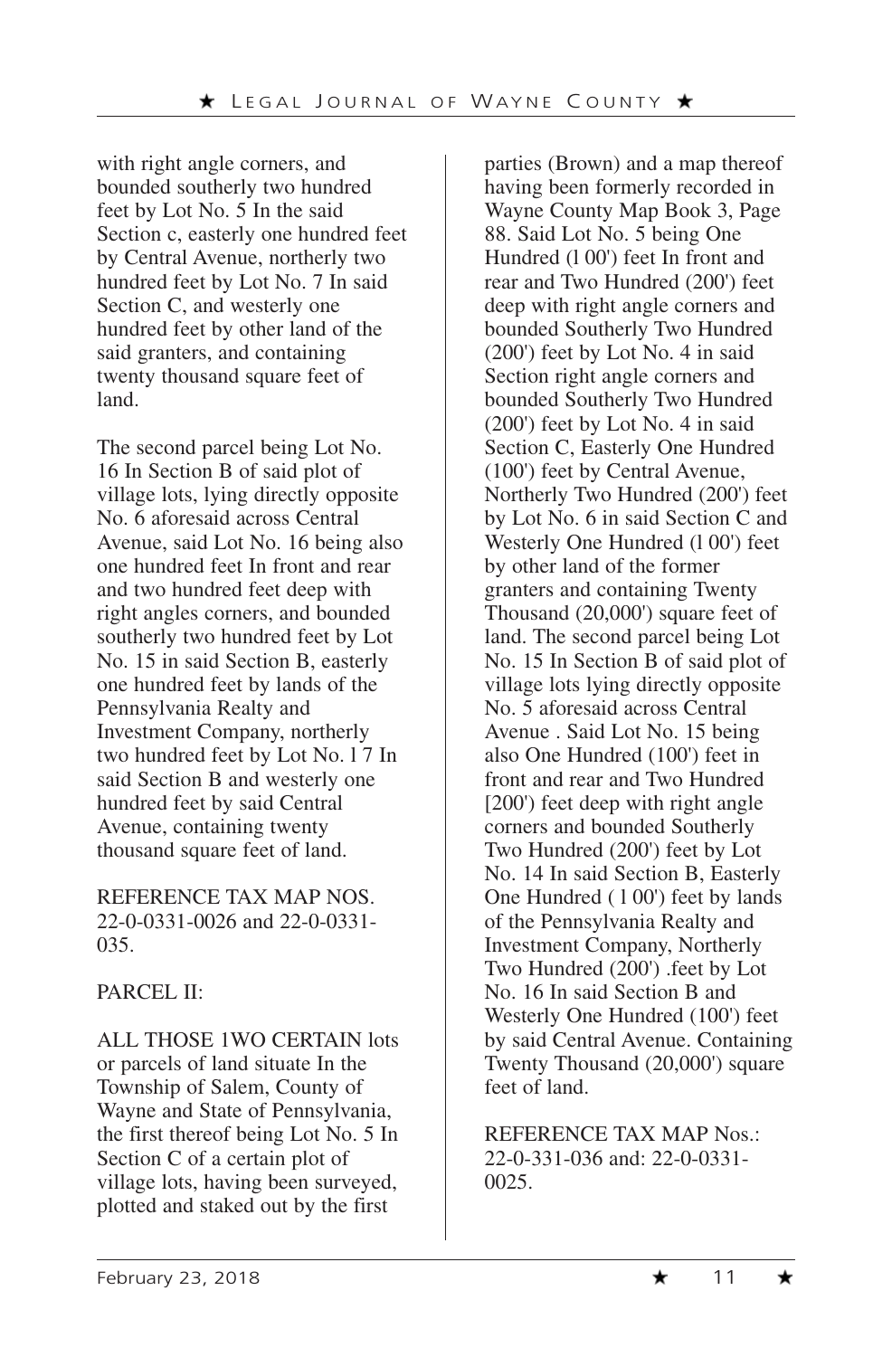with right angle corners, and bounded southerly two hundred feet by Lot No. 5 In the said Section c, easterly one hundred feet by Central Avenue, northerly two hundred feet by Lot No. 7 In said Section C, and westerly one hundred feet by other land of the said granters, and containing twenty thousand square feet of land.

The second parcel being Lot No. 16 In Section B of said plot of village lots, lying directly opposite No. 6 aforesaid across Central Avenue, said Lot No. 16 being also one hundred feet In front and rear and two hundred feet deep with right angles corners, and bounded southerly two hundred feet by Lot No. 15 in said Section B, easterly one hundred feet by lands of the Pennsylvania Realty and Investment Company, northerly two hundred feet by Lot No. l 7 In said Section B and westerly one hundred feet by said Central Avenue, containing twenty thousand square feet of land.

REFERENCE TAX MAP NOS. 22-0-0331-0026 and 22-0-0331-035.

PARCEL II:

ALL THOSE 1WO CERTAIN lots or parcels of land situate In the Township of Salem, County of Wayne and State of Pennsylvania, the first thereof being Lot No. 5 In Section C of a certain plot of village lots, having been surveyed, plotted and staked out by the first parties (Brown) and a map thereof having been formerly recorded in Wayne County Map Book 3, Page 88. Said Lot No. 5 being One Hundred (l 00') feet In front and rear and Two Hundred (200') feet deep with right angle corners and bounded Southerly Two Hundred (200') feet by Lot No. 4 in said Section right angle corners and bounded Southerly Two Hundred (200') feet by Lot No. 4 in said Section C, Easterly One Hundred (100') feet by Central Avenue, Northerly Two Hundred (200') feet by Lot No. 6 in said Section C and Westerly One Hundred (l 00') feet by other land of the former granters and containing Twenty Thousand (20,000') square feet of land. The second parcel being Lot No. 15 In Section B of said plot of village lots lying directly opposite No. 5 aforesaid across Central Avenue . Said Lot No. 15 being also One Hundred (100') feet in front and rear and Two Hundred [200') feet deep with right angle corners and bounded Southerly Two Hundred (200') feet by Lot No. 14 In said Section B, Easterly One Hundred ( l 00') feet by lands of the Pennsylvania Realty and Investment Company, Northerly Two Hundred (200') .feet by Lot No. 16 In said Section B and Westerly One Hundred (100') feet by said Central Avenue. Containing Twenty Thousand (20,000') square feet of land.

REFERENCE TAX MAP Nos.: 22-0-331-036 and: 22-0-0331-0025.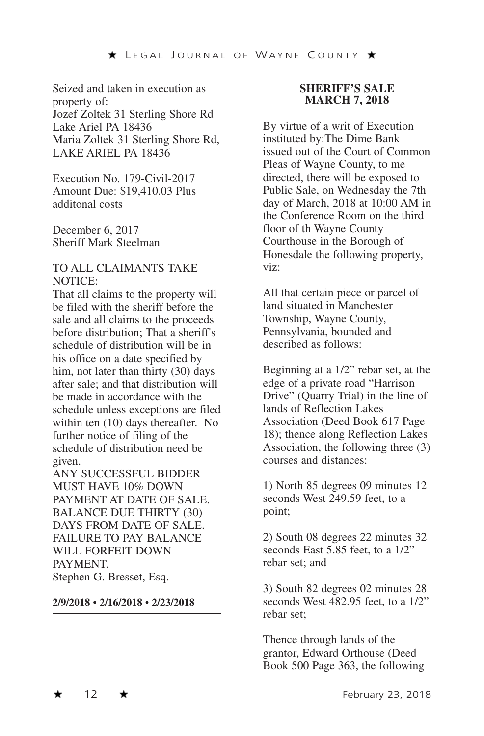Seized and taken in execution as property of:
Jozef Zoltek 31 Sterling Shore Rd Lake Ariel PA 18436
Maria Zoltek 31 Sterling Shore Rd, LAKE ARIEL PA 18436

Execution No. 179-Civil-2017
Amount Due: $19,410.03 Plus additonal costs

December 6, 2017
Sheriff Mark Steelman

TO ALL CLAIMANTS TAKE NOTICE:
That all claims to the property will be filed with the sheriff before the sale and all claims to the proceeds before distribution; That a sheriff's schedule of distribution will be in his office on a date specified by him, not later than thirty (30) days after sale; and that distribution will be made in accordance with the schedule unless exceptions are filed within ten (10) days thereafter. No further notice of filing of the schedule of distribution need be given.
ANY SUCCESSFUL BIDDER MUST HAVE 10% DOWN PAYMENT AT DATE OF SALE. BALANCE DUE THIRTY (30) DAYS FROM DATE OF SALE. FAILURE TO PAY BALANCE WILL FORFEIT DOWN PAYMENT.
Stephen G. Bresset, Esq.

**2/9/2018 • 2/16/2018 • 2/23/2018**

---

**SHERIFF'S SALE**
**MARCH 7, 2018**

By virtue of a writ of Execution instituted by:The Dime Bank issued out of the Court of Common Pleas of Wayne County, to me directed, there will be exposed to Public Sale, on Wednesday the 7th day of March, 2018 at 10:00 AM in the Conference Room on the third floor of th Wayne County Courthouse in the Borough of Honesdale the following property, viz:

All that certain piece or parcel of land situated in Manchester Township, Wayne County, Pennsylvania, bounded and described as follows:

Beginning at a 1/2" rebar set, at the edge of a private road "Harrison Drive" (Quarry Trial) in the line of lands of Reflection Lakes Association (Deed Book 617 Page 18); thence along Reflection Lakes Association, the following three (3) courses and distances:

1) North 85 degrees 09 minutes 12 seconds West 249.59 feet, to a point;

2) South 08 degrees 22 minutes 32 seconds East 5.85 feet, to a 1/2" rebar set; and

3) South 82 degrees 02 minutes 28 seconds West 482.95 feet, to a 1/2" rebar set;

Thence through lands of the grantor, Edward Orthouse (Deed Book 500 Page 363, the following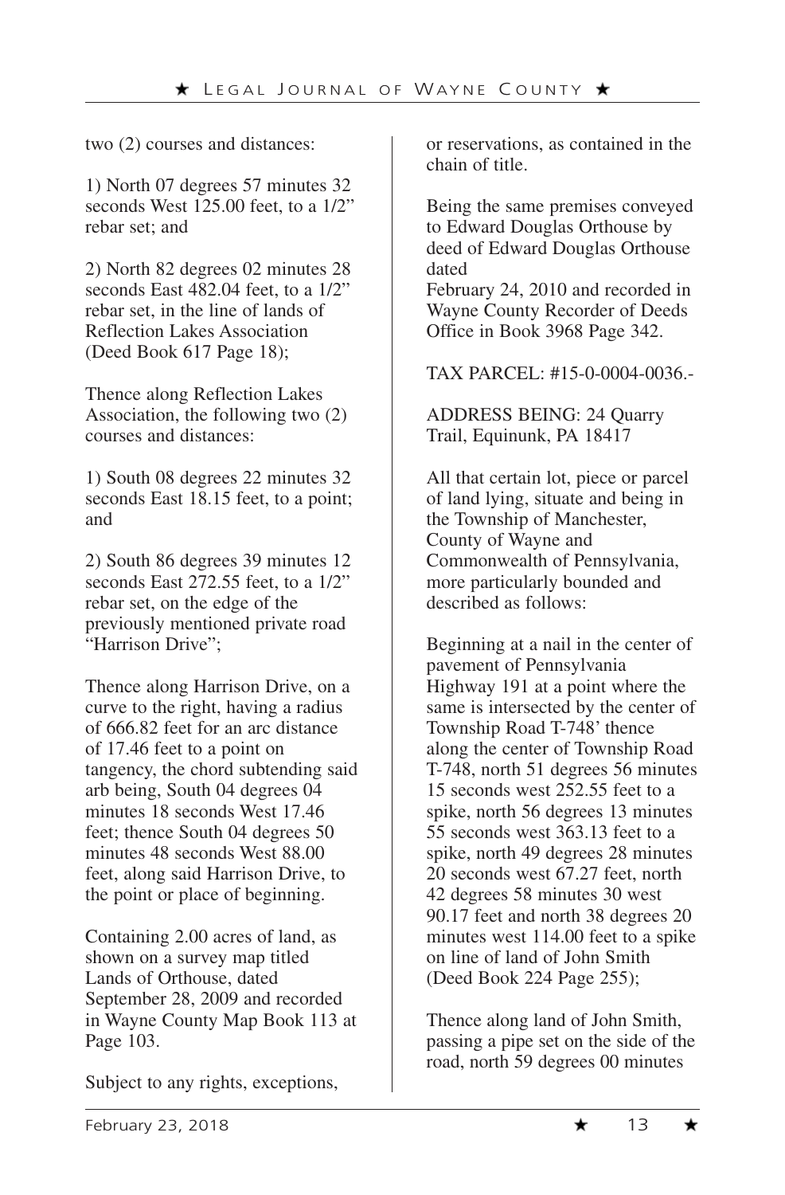two (2) courses and distances:

1) North 07 degrees 57 minutes 32 seconds West 125.00 feet, to a 1/2" rebar set; and

2) North 82 degrees 02 minutes 28 seconds East 482.04 feet, to a 1/2" rebar set, in the line of lands of Reflection Lakes Association (Deed Book 617 Page 18);

Thence along Reflection Lakes Association, the following two (2) courses and distances:

1) South 08 degrees 22 minutes 32 seconds East 18.15 feet, to a point; and

2) South 86 degrees 39 minutes 12 seconds East 272.55 feet, to a 1/2" rebar set, on the edge of the previously mentioned private road "Harrison Drive";

Thence along Harrison Drive, on a curve to the right, having a radius of 666.82 feet for an arc distance of 17.46 feet to a point on tangency, the chord subtending said arb being, South 04 degrees 04 minutes 18 seconds West 17.46 feet; thence South 04 degrees 50 minutes 48 seconds West 88.00 feet, along said Harrison Drive, to the point or place of beginning.

Containing 2.00 acres of land, as shown on a survey map titled Lands of Orthouse, dated September 28, 2009 and recorded in Wayne County Map Book 113 at Page 103.

Subject to any rights, exceptions, or reservations, as contained in the chain of title.

Being the same premises conveyed to Edward Douglas Orthouse by deed of Edward Douglas Orthouse dated
February 24, 2010 and recorded in Wayne County Recorder of Deeds Office in Book 3968 Page 342.

TAX PARCEL: #15-0-0004-0036.-

ADDRESS BEING: 24 Quarry Trail, Equinunk, PA 18417

All that certain lot, piece or parcel of land lying, situate and being in the Township of Manchester, County of Wayne and Commonwealth of Pennsylvania, more particularly bounded and described as follows:

Beginning at a nail in the center of pavement of Pennsylvania Highway 191 at a point where the same is intersected by the center of Township Road T-748' thence along the center of Township Road T-748, north 51 degrees 56 minutes 15 seconds west 252.55 feet to a spike, north 56 degrees 13 minutes 55 seconds west 363.13 feet to a spike, north 49 degrees 28 minutes 20 seconds west 67.27 feet, north 42 degrees 58 minutes 30 west 90.17 feet and north 38 degrees 20 minutes west 114.00 feet to a spike on line of land of John Smith (Deed Book 224 Page 255);

Thence along land of John Smith, passing a pipe set on the side of the road, north 59 degrees 00 minutes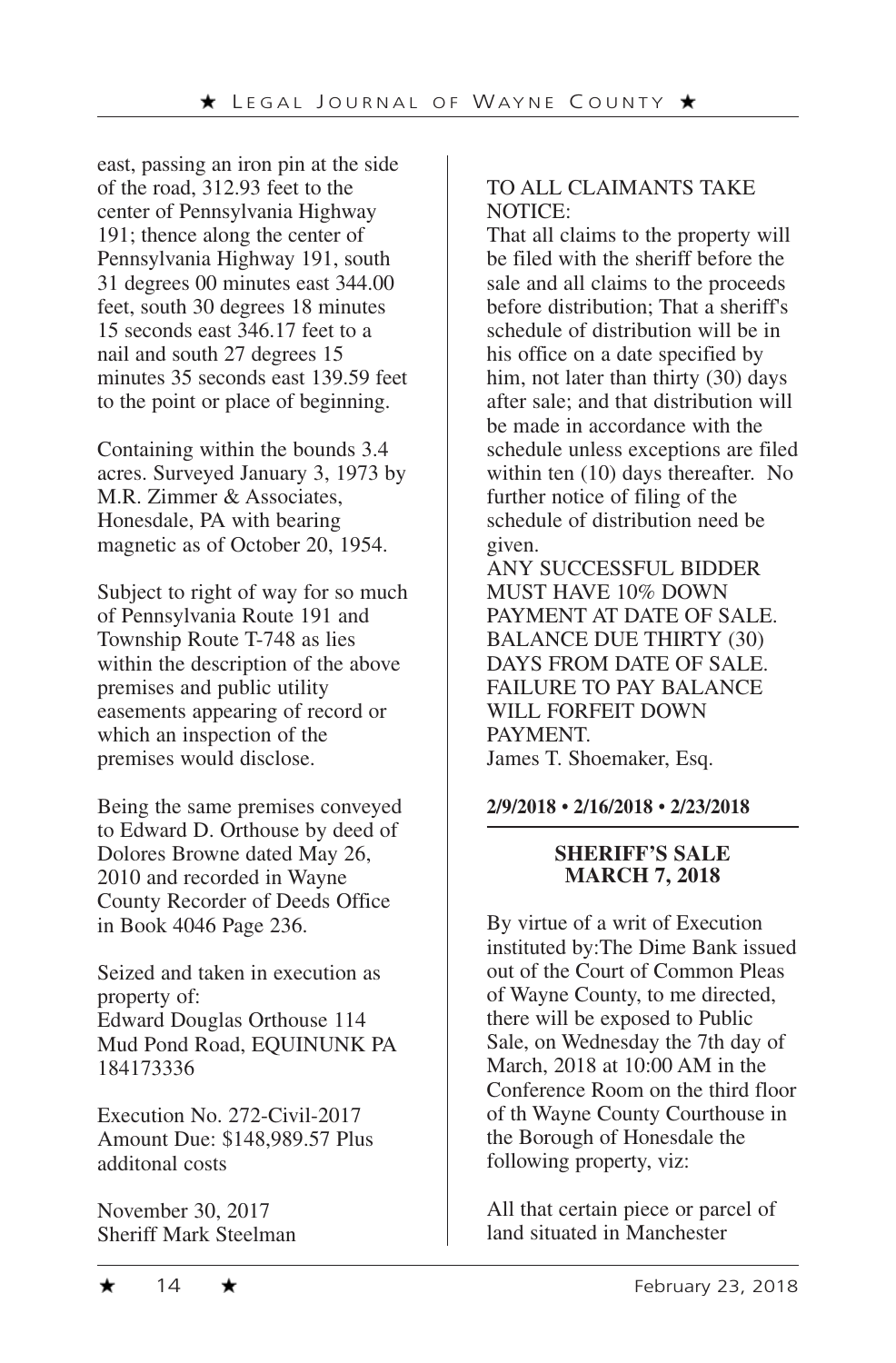east, passing an iron pin at the side of the road, 312.93 feet to the center of Pennsylvania Highway 191; thence along the center of Pennsylvania Highway 191, south 31 degrees 00 minutes east 344.00 feet, south 30 degrees 18 minutes 15 seconds east 346.17 feet to a nail and south 27 degrees 15 minutes 35 seconds east 139.59 feet to the point or place of beginning.

Containing within the bounds 3.4 acres. Surveyed January 3, 1973 by M.R. Zimmer & Associates, Honesdale, PA with bearing magnetic as of October 20, 1954.

Subject to right of way for so much of Pennsylvania Route 191 and Township Route T-748 as lies within the description of the above premises and public utility easements appearing of record or which an inspection of the premises would disclose.

Being the same premises conveyed to Edward D. Orthouse by deed of Dolores Browne dated May 26, 2010 and recorded in Wayne County Recorder of Deeds Office in Book 4046 Page 236.

Seized and taken in execution as property of:
Edward Douglas Orthouse 114 Mud Pond Road, EQUINUNK PA 184173336

Execution No. 272-Civil-2017
Amount Due: $148,989.57 Plus additonal costs

November 30, 2017
Sheriff Mark Steelman

TO ALL CLAIMANTS TAKE NOTICE:
That all claims to the property will be filed with the sheriff before the sale and all claims to the proceeds before distribution; That a sheriff's schedule of distribution will be in his office on a date specified by him, not later than thirty (30) days after sale; and that distribution will be made in accordance with the schedule unless exceptions are filed within ten (10) days thereafter. No further notice of filing of the schedule of distribution need be given.
ANY SUCCESSFUL BIDDER MUST HAVE 10% DOWN PAYMENT AT DATE OF SALE. BALANCE DUE THIRTY (30) DAYS FROM DATE OF SALE. FAILURE TO PAY BALANCE WILL FORFEIT DOWN PAYMENT.
James T. Shoemaker, Esq.

**2/9/2018 • 2/16/2018 • 2/23/2018**

---

**SHERIFF'S SALE**
**MARCH 7, 2018**

By virtue of a writ of Execution instituted by:The Dime Bank issued out of the Court of Common Pleas of Wayne County, to me directed, there will be exposed to Public Sale, on Wednesday the 7th day of March, 2018 at 10:00 AM in the Conference Room on the third floor of th Wayne County Courthouse in the Borough of Honesdale the following property, viz:

All that certain piece or parcel of land situated in Manchester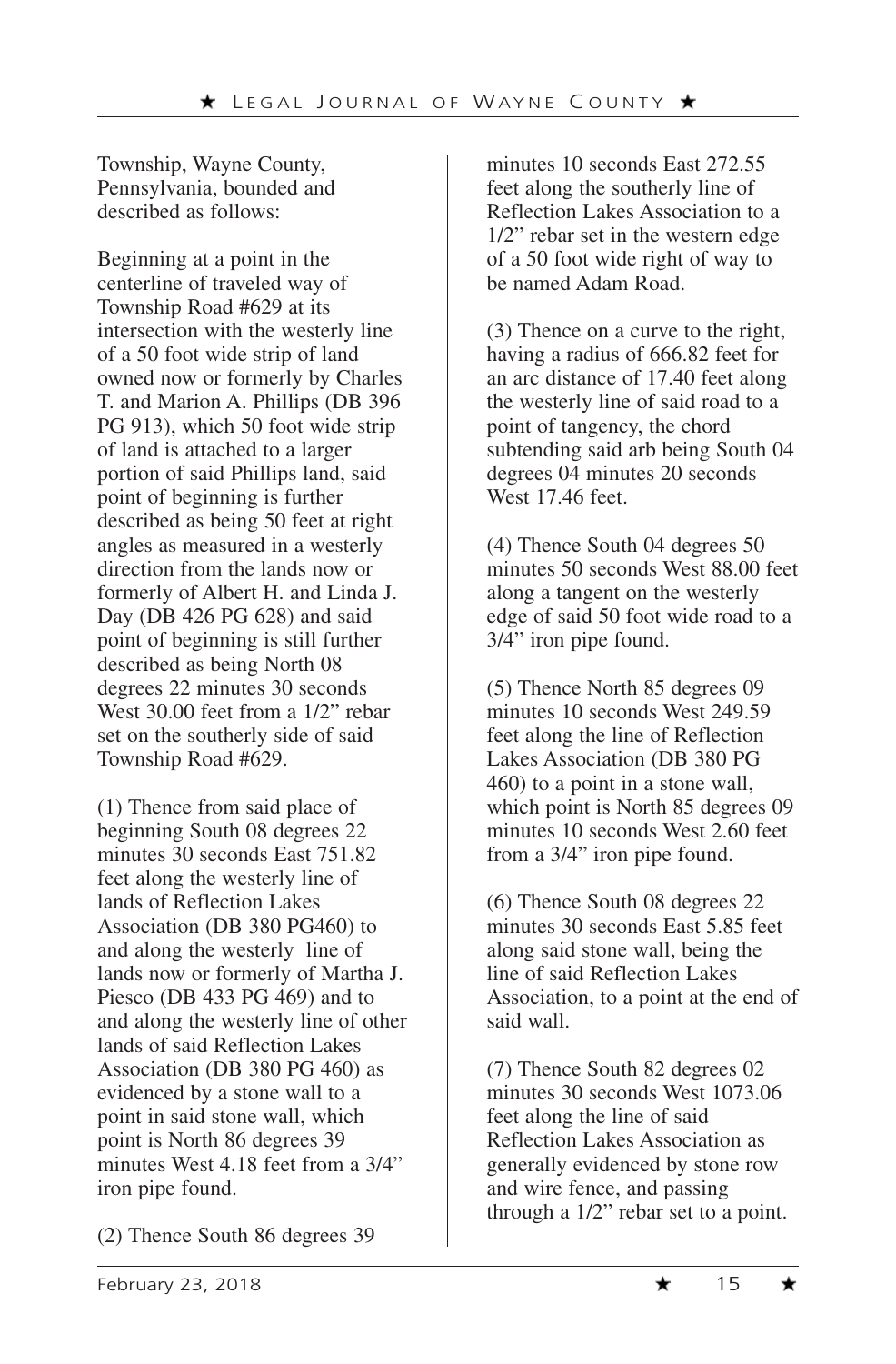Township, Wayne County, Pennsylvania, bounded and described as follows:

Beginning at a point in the centerline of traveled way of Township Road #629 at its intersection with the westerly line of a 50 foot wide strip of land owned now or formerly by Charles T. and Marion A. Phillips (DB 396 PG 913), which 50 foot wide strip of land is attached to a larger portion of said Phillips land, said point of beginning is further described as being 50 feet at right angles as measured in a westerly direction from the lands now or formerly of Albert H. and Linda J. Day (DB 426 PG 628) and said point of beginning is still further described as being North 08 degrees 22 minutes 30 seconds West 30.00 feet from a 1/2" rebar set on the southerly side of said Township Road #629.

(1) Thence from said place of beginning South 08 degrees 22 minutes 30 seconds East 751.82 feet along the westerly line of lands of Reflection Lakes Association (DB 380 PG460) to and along the westerly line of lands now or formerly of Martha J. Piesco (DB 433 PG 469) and to and along the westerly line of other lands of said Reflection Lakes Association (DB 380 PG 460) as evidenced by a stone wall to a point in said stone wall, which point is North 86 degrees 39 minutes West 4.18 feet from a 3/4" iron pipe found.

(2) Thence South 86 degrees 39 minutes 10 seconds East 272.55 feet along the southerly line of Reflection Lakes Association to a 1/2" rebar set in the western edge of a 50 foot wide right of way to be named Adam Road.

(3) Thence on a curve to the right, having a radius of 666.82 feet for an arc distance of 17.40 feet along the westerly line of said road to a point of tangency, the chord subtending said arb being South 04 degrees 04 minutes 20 seconds West 17.46 feet.

(4) Thence South 04 degrees 50 minutes 50 seconds West 88.00 feet along a tangent on the westerly edge of said 50 foot wide road to a 3/4" iron pipe found.

(5) Thence North 85 degrees 09 minutes 10 seconds West 249.59 feet along the line of Reflection Lakes Association (DB 380 PG 460) to a point in a stone wall, which point is North 85 degrees 09 minutes 10 seconds West 2.60 feet from a 3/4" iron pipe found.

(6) Thence South 08 degrees 22 minutes 30 seconds East 5.85 feet along said stone wall, being the line of said Reflection Lakes Association, to a point at the end of said wall.

(7) Thence South 82 degrees 02 minutes 30 seconds West 1073.06 feet along the line of said Reflection Lakes Association as generally evidenced by stone row and wire fence, and passing through a 1/2" rebar set to a point.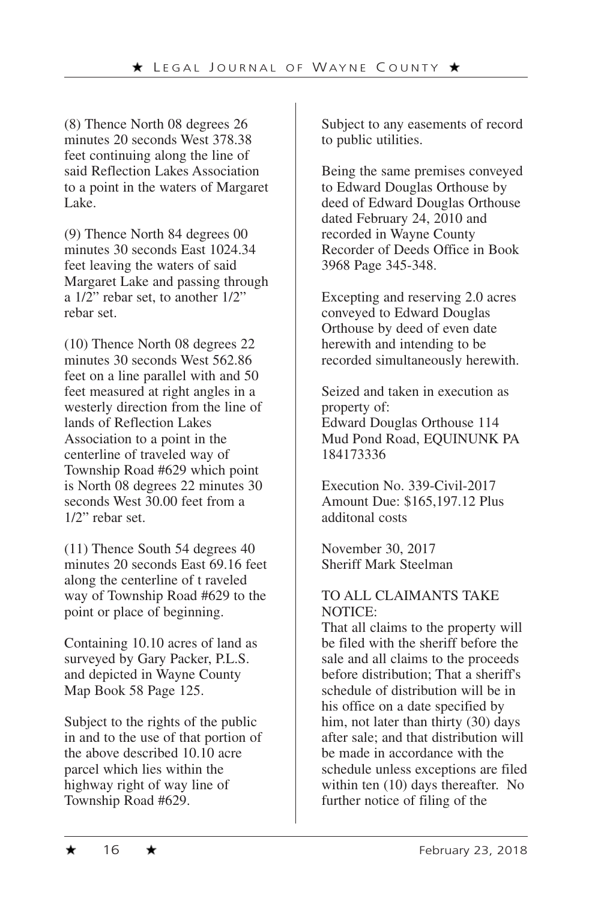(8) Thence North 08 degrees 26 minutes 20 seconds West 378.38 feet continuing along the line of said Reflection Lakes Association to a point in the waters of Margaret Lake.

(9) Thence North 84 degrees 00 minutes 30 seconds East 1024.34 feet leaving the waters of said Margaret Lake and passing through a 1/2" rebar set, to another 1/2" rebar set.

(10) Thence North 08 degrees 22 minutes 30 seconds West 562.86 feet on a line parallel with and 50 feet measured at right angles in a westerly direction from the line of lands of Reflection Lakes Association to a point in the centerline of traveled way of Township Road #629 which point is North 08 degrees 22 minutes 30 seconds West 30.00 feet from a 1/2" rebar set.

(11) Thence South 54 degrees 40 minutes 20 seconds East 69.16 feet along the centerline of t raveled way of Township Road #629 to the point or place of beginning.

Containing 10.10 acres of land as surveyed by Gary Packer, P.L.S. and depicted in Wayne County Map Book 58 Page 125.

Subject to the rights of the public in and to the use of that portion of the above described 10.10 acre parcel which lies within the highway right of way line of Township Road #629.

Subject to any easements of record to public utilities.

Being the same premises conveyed to Edward Douglas Orthouse by deed of Edward Douglas Orthouse dated February 24, 2010 and recorded in Wayne County Recorder of Deeds Office in Book 3968 Page 345-348.

Excepting and reserving 2.0 acres conveyed to Edward Douglas Orthouse by deed of even date herewith and intending to be recorded simultaneously herewith.

Seized and taken in execution as property of:
Edward Douglas Orthouse 114 Mud Pond Road, EQUINUNK PA 184173336

Execution No. 339-Civil-2017
Amount Due: $165,197.12 Plus additonal costs

November 30, 2017
Sheriff Mark Steelman

TO ALL CLAIMANTS TAKE NOTICE:
That all claims to the property will be filed with the sheriff before the sale and all claims to the proceeds before distribution; That a sheriff's schedule of distribution will be in his office on a date specified by him, not later than thirty (30) days after sale; and that distribution will be made in accordance with the schedule unless exceptions are filed within ten (10) days thereafter. No further notice of filing of the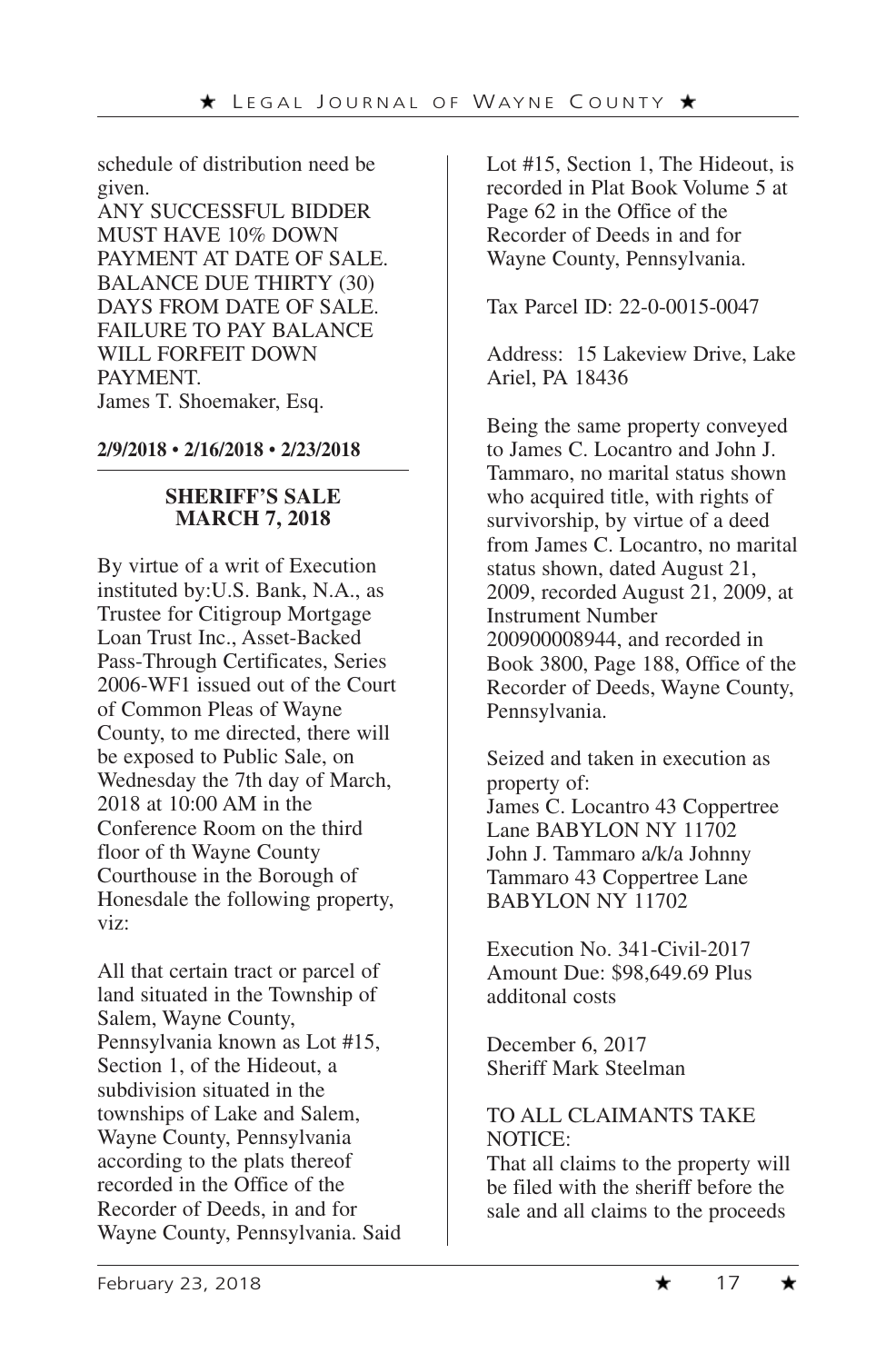schedule of distribution need be given.
ANY SUCCESSFUL BIDDER MUST HAVE 10% DOWN PAYMENT AT DATE OF SALE. BALANCE DUE THIRTY (30) DAYS FROM DATE OF SALE. FAILURE TO PAY BALANCE WILL FORFEIT DOWN PAYMENT.
James T. Shoemaker, Esq.

**2/9/2018 • 2/16/2018 • 2/23/2018**

---

**SHERIFF'S SALE**
**MARCH 7, 2018**

By virtue of a writ of Execution instituted by:U.S. Bank, N.A., as Trustee for Citigroup Mortgage Loan Trust Inc., Asset-Backed Pass-Through Certificates, Series 2006-WF1 issued out of the Court of Common Pleas of Wayne County, to me directed, there will be exposed to Public Sale, on Wednesday the 7th day of March, 2018 at 10:00 AM in the Conference Room on the third floor of th Wayne County Courthouse in the Borough of Honesdale the following property, viz:

All that certain tract or parcel of land situated in the Township of Salem, Wayne County, Pennsylvania known as Lot #15, Section 1, of the Hideout, a subdivision situated in the townships of Lake and Salem, Wayne County, Pennsylvania according to the plats thereof recorded in the Office of the Recorder of Deeds, in and for Wayne County, Pennsylvania. Said Lot #15, Section 1, The Hideout, is recorded in Plat Book Volume 5 at Page 62 in the Office of the Recorder of Deeds in and for Wayne County, Pennsylvania.

Tax Parcel ID: 22-0-0015-0047

Address: 15 Lakeview Drive, Lake Ariel, PA 18436

Being the same property conveyed to James C. Locantro and John J. Tammaro, no marital status shown who acquired title, with rights of survivorship, by virtue of a deed from James C. Locantro, no marital status shown, dated August 21, 2009, recorded August 21, 2009, at Instrument Number 200900008944, and recorded in Book 3800, Page 188, Office of the Recorder of Deeds, Wayne County, Pennsylvania.

Seized and taken in execution as property of:
James C. Locantro 43 Coppertree Lane BABYLON NY 11702
John J. Tammaro a/k/a Johnny Tammaro 43 Coppertree Lane BABYLON NY 11702

Execution No. 341-Civil-2017
Amount Due: $98,649.69 Plus additonal costs

December 6, 2017
Sheriff Mark Steelman

TO ALL CLAIMANTS TAKE NOTICE:
That all claims to the property will be filed with the sheriff before the sale and all claims to the proceeds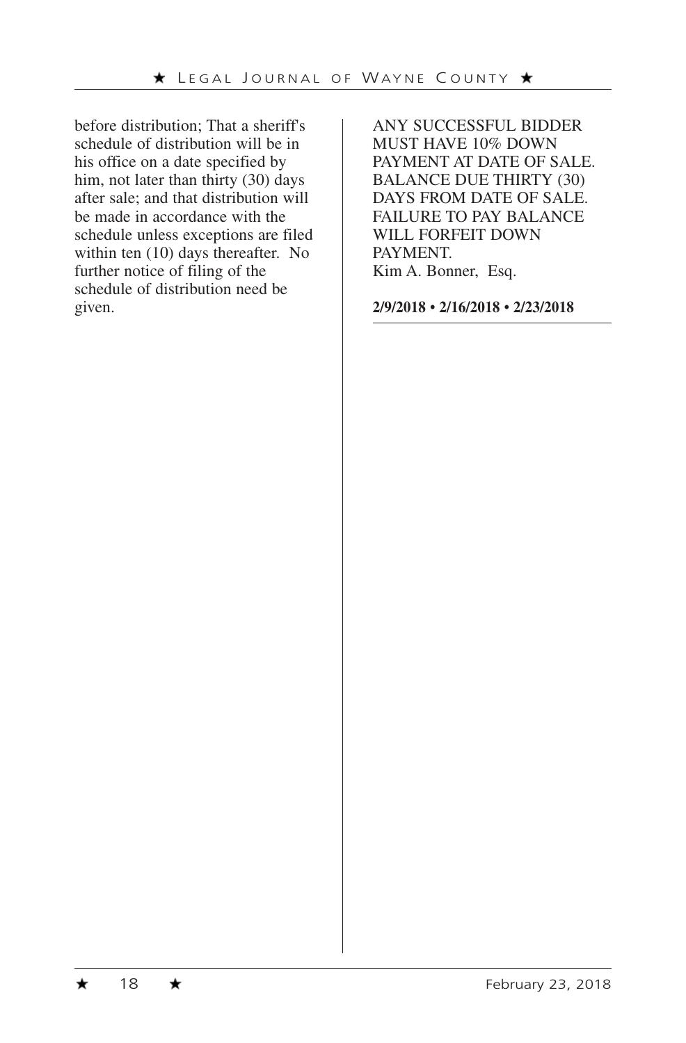before distribution; That a sheriff's schedule of distribution will be in his office on a date specified by him, not later than thirty (30) days after sale; and that distribution will be made in accordance with the schedule unless exceptions are filed within ten (10) days thereafter. No further notice of filing of the schedule of distribution need be given.

ANY SUCCESSFUL BIDDER MUST HAVE 10% DOWN PAYMENT AT DATE OF SALE. BALANCE DUE THIRTY (30) DAYS FROM DATE OF SALE. FAILURE TO PAY BALANCE WILL FORFEIT DOWN PAYMENT.
Kim A. Bonner, Esq.

**2/9/2018 • 2/16/2018 • 2/23/2018**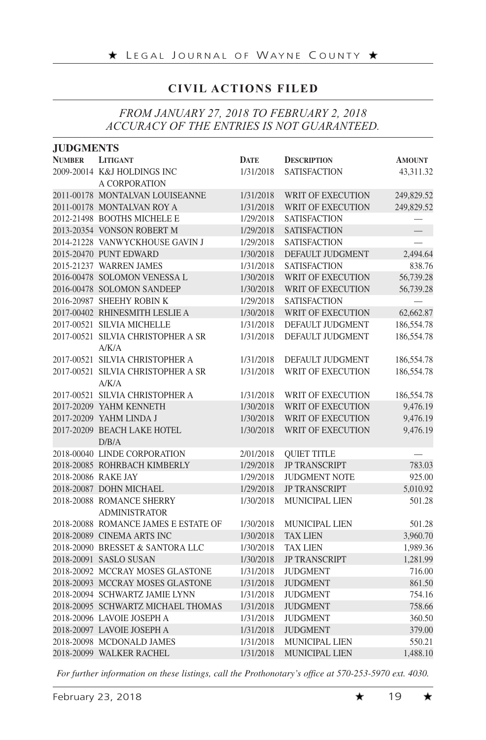## CIVIL ACTIONS FILED

*FROM JANUARY 27, 2018 TO FEBRUARY 2, 2018*
*ACCURACY OF THE ENTRIES IS NOT GUARANTEED.*

### JUDGMENTS

| NUMBER | LITIGANT | DATE | DESCRIPTION | AMOUNT |
|---|---|---|---|---|
| 2009-20014 | K&J HOLDINGS INC A CORPORATION | 1/31/2018 | SATISFACTION | 43,311.32 |
| 2011-00178 | MONTALVAN LOUISEANNE | 1/31/2018 | WRIT OF EXECUTION | 249,829.52 |
| 2011-00178 | MONTALVAN ROY A | 1/31/2018 | WRIT OF EXECUTION | 249,829.52 |
| 2012-21498 | BOOTHS MICHELE E | 1/29/2018 | SATISFACTION | — |
| 2013-20354 | VONSON ROBERT M | 1/29/2018 | SATISFACTION | — |
| 2014-21228 | VANWYCKHOUSE GAVIN J | 1/29/2018 | SATISFACTION | — |
| 2015-20470 | PUNT EDWARD | 1/30/2018 | DEFAULT JUDGMENT | 2,494.64 |
| 2015-21237 | WARREN JAMES | 1/31/2018 | SATISFACTION | 838.76 |
| 2016-00478 | SOLOMON VENESSA L | 1/30/2018 | WRIT OF EXECUTION | 56,739.28 |
| 2016-00478 | SOLOMON SANDEEP | 1/30/2018 | WRIT OF EXECUTION | 56,739.28 |
| 2016-20987 | SHEEHY ROBIN K | 1/29/2018 | SATISFACTION | — |
| 2017-00402 | RHINESMITH LESLIE A | 1/30/2018 | WRIT OF EXECUTION | 62,662.87 |
| 2017-00521 | SILVIA MICHELLE | 1/31/2018 | DEFAULT JUDGMENT | 186,554.78 |
| 2017-00521 | SILVIA CHRISTOPHER A SR A/K/A | 1/31/2018 | DEFAULT JUDGMENT | 186,554.78 |
| 2017-00521 | SILVIA CHRISTOPHER A | 1/31/2018 | DEFAULT JUDGMENT | 186,554.78 |
| 2017-00521 | SILVIA CHRISTOPHER A SR A/K/A | 1/31/2018 | WRIT OF EXECUTION | 186,554.78 |
| 2017-00521 | SILVIA CHRISTOPHER A | 1/31/2018 | WRIT OF EXECUTION | 186,554.78 |
| 2017-20209 | YAHM KENNETH | 1/30/2018 | WRIT OF EXECUTION | 9,476.19 |
| 2017-20209 | YAHM LINDA J | 1/30/2018 | WRIT OF EXECUTION | 9,476.19 |
| 2017-20209 | BEACH LAKE HOTEL D/B/A | 1/30/2018 | WRIT OF EXECUTION | 9,476.19 |
| 2018-00040 | LINDE CORPORATION | 2/01/2018 | QUIET TITLE | — |
| 2018-20085 | ROHRBACH KIMBERLY | 1/29/2018 | JP TRANSCRIPT | 783.03 |
| 2018-20086 | RAKE JAY | 1/29/2018 | JUDGMENT NOTE | 925.00 |
| 2018-20087 | DOHN MICHAEL | 1/29/2018 | JP TRANSCRIPT | 5,010.92 |
| 2018-20088 | ROMANCE SHERRY ADMINISTRATOR | 1/30/2018 | MUNICIPAL LIEN | 501.28 |
| 2018-20088 | ROMANCE JAMES E ESTATE OF | 1/30/2018 | MUNICIPAL LIEN | 501.28 |
| 2018-20089 | CINEMA ARTS INC | 1/30/2018 | TAX LIEN | 3,960.70 |
| 2018-20090 | BRESSET & SANTORA LLC | 1/30/2018 | TAX LIEN | 1,989.36 |
| 2018-20091 | SASLO SUSAN | 1/30/2018 | JP TRANSCRIPT | 1,281.99 |
| 2018-20092 | MCCRAY MOSES GLASTONE | 1/31/2018 | JUDGMENT | 716.00 |
| 2018-20093 | MCCRAY MOSES GLASTONE | 1/31/2018 | JUDGMENT | 861.50 |
| 2018-20094 | SCHWARTZ JAMIE LYNN | 1/31/2018 | JUDGMENT | 754.16 |
| 2018-20095 | SCHWARTZ MICHAEL THOMAS | 1/31/2018 | JUDGMENT | 758.66 |
| 2018-20096 | LAVOIE JOSEPH A | 1/31/2018 | JUDGMENT | 360.50 |
| 2018-20097 | LAVOIE JOSEPH A | 1/31/2018 | JUDGMENT | 379.00 |
| 2018-20098 | MCDONALD JAMES | 1/31/2018 | MUNICIPAL LIEN | 550.21 |
| 2018-20099 | WALKER RACHEL | 1/31/2018 | MUNICIPAL LIEN | 1,488.10 |

*For further information on these listings, call the Prothonotary's office at 570-253-5970 ext. 4030.*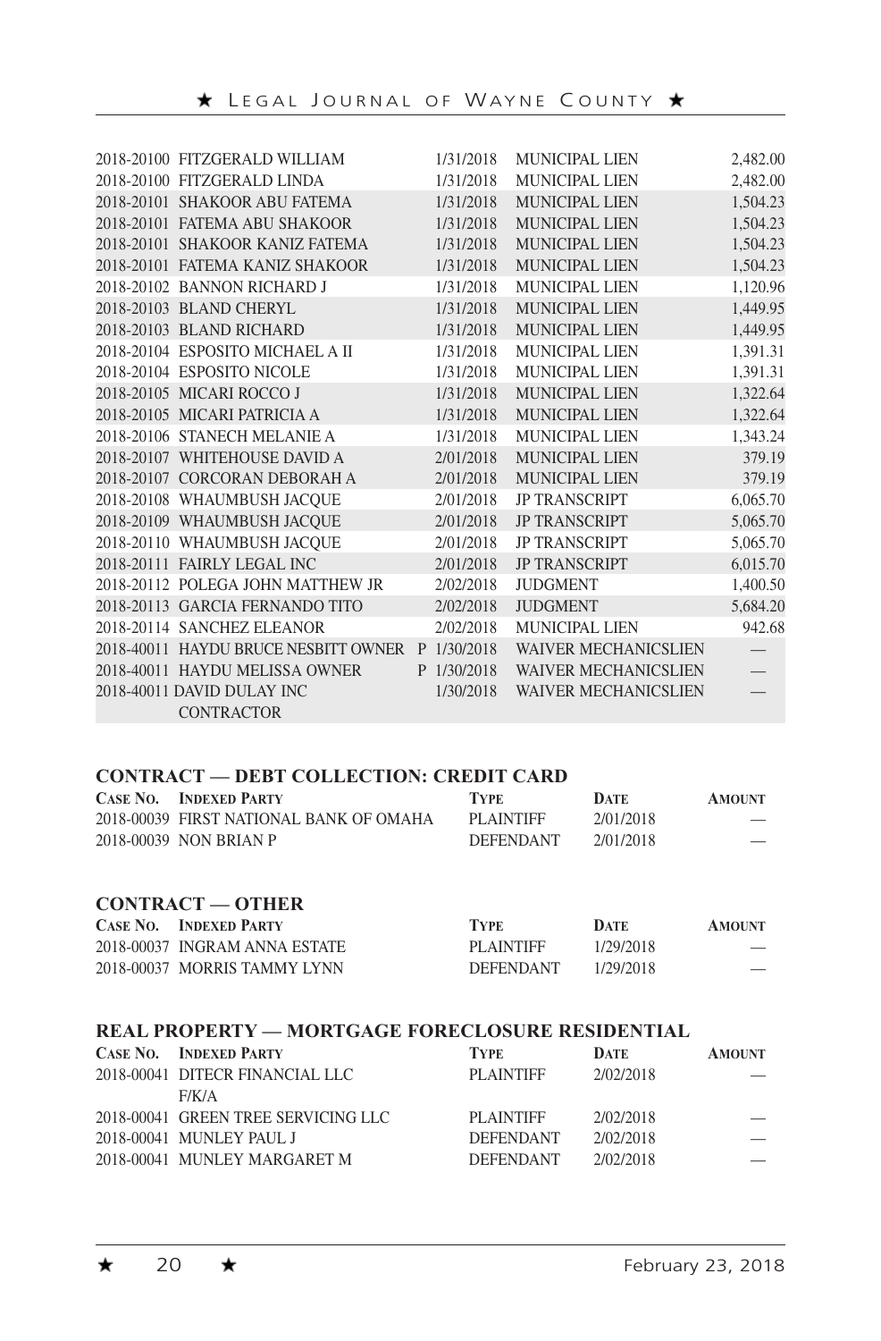| | | | | |
|---|---|---|---|---|
| 2018-20100 | FITZGERALD WILLIAM | 1/31/2018 | MUNICIPAL LIEN | 2,482.00 |
| 2018-20100 | FITZGERALD LINDA | 1/31/2018 | MUNICIPAL LIEN | 2,482.00 |
| 2018-20101 | SHAKOOR ABU FATEMA | 1/31/2018 | MUNICIPAL LIEN | 1,504.23 |
| 2018-20101 | FATEMA ABU SHAKOOR | 1/31/2018 | MUNICIPAL LIEN | 1,504.23 |
| 2018-20101 | SHAKOOR KANIZ FATEMA | 1/31/2018 | MUNICIPAL LIEN | 1,504.23 |
| 2018-20101 | FATEMA KANIZ SHAKOOR | 1/31/2018 | MUNICIPAL LIEN | 1,504.23 |
| 2018-20102 | BANNON RICHARD J | 1/31/2018 | MUNICIPAL LIEN | 1,120.96 |
| 2018-20103 | BLAND CHERYL | 1/31/2018 | MUNICIPAL LIEN | 1,449.95 |
| 2018-20103 | BLAND RICHARD | 1/31/2018 | MUNICIPAL LIEN | 1,449.95 |
| 2018-20104 | ESPOSITO MICHAEL A II | 1/31/2018 | MUNICIPAL LIEN | 1,391.31 |
| 2018-20104 | ESPOSITO NICOLE | 1/31/2018 | MUNICIPAL LIEN | 1,391.31 |
| 2018-20105 | MICARI ROCCO J | 1/31/2018 | MUNICIPAL LIEN | 1,322.64 |
| 2018-20105 | MICARI PATRICIA A | 1/31/2018 | MUNICIPAL LIEN | 1,322.64 |
| 2018-20106 | STANECH MELANIE A | 1/31/2018 | MUNICIPAL LIEN | 1,343.24 |
| 2018-20107 | WHITEHOUSE DAVID A | 2/01/2018 | MUNICIPAL LIEN | 379.19 |
| 2018-20107 | CORCORAN DEBORAH A | 2/01/2018 | MUNICIPAL LIEN | 379.19 |
| 2018-20108 | WHAUMBUSH JACQUE | 2/01/2018 | JP TRANSCRIPT | 6,065.70 |
| 2018-20109 | WHAUMBUSH JACQUE | 2/01/2018 | JP TRANSCRIPT | 5,065.70 |
| 2018-20110 | WHAUMBUSH JACQUE | 2/01/2018 | JP TRANSCRIPT | 5,065.70 |
| 2018-20111 | FAIRLY LEGAL INC | 2/01/2018 | JP TRANSCRIPT | 6,015.70 |
| 2018-20112 | POLEGA JOHN MATTHEW JR | 2/02/2018 | JUDGMENT | 1,400.50 |
| 2018-20113 | GARCIA FERNANDO TITO | 2/02/2018 | JUDGMENT | 5,684.20 |
| 2018-20114 | SANCHEZ ELEANOR | 2/02/2018 | MUNICIPAL LIEN | 942.68 |
| 2018-40011 | HAYDU BRUCE NESBITT OWNER P | 1/30/2018 | WAIVER MECHANICSLIEN | — |
| 2018-40011 | HAYDU MELISSA OWNER P | 1/30/2018 | WAIVER MECHANICSLIEN | — |
| 2018-40011 | DAVID DULAY INC CONTRACTOR | 1/30/2018 | WAIVER MECHANICSLIEN | — |

## CONTRACT — DEBT COLLECTION: CREDIT CARD

| Case No. | Indexed Party | Type | Date | Amount |
|---|---|---|---|---|
| 2018-00039 | FIRST NATIONAL BANK OF OMAHA | PLAINTIFF | 2/01/2018 | — |
| 2018-00039 | NON BRIAN P | DEFENDANT | 2/01/2018 | — |

## CONTRACT — OTHER

| Case No. | Indexed Party | Type | Date | Amount |
|---|---|---|---|---|
| 2018-00037 | INGRAM ANNA ESTATE | PLAINTIFF | 1/29/2018 | — |
| 2018-00037 | MORRIS TAMMY LYNN | DEFENDANT | 1/29/2018 | — |

## REAL PROPERTY — MORTGAGE FORECLOSURE RESIDENTIAL

| Case No. | Indexed Party | Type | Date | Amount |
|---|---|---|---|---|
| 2018-00041 | DITECR FINANCIAL LLC F/K/A | PLAINTIFF | 2/02/2018 | — |
| 2018-00041 | GREEN TREE SERVICING LLC | PLAINTIFF | 2/02/2018 | — |
| 2018-00041 | MUNLEY PAUL J | DEFENDANT | 2/02/2018 | — |
| 2018-00041 | MUNLEY MARGARET M | DEFENDANT | 2/02/2018 | — |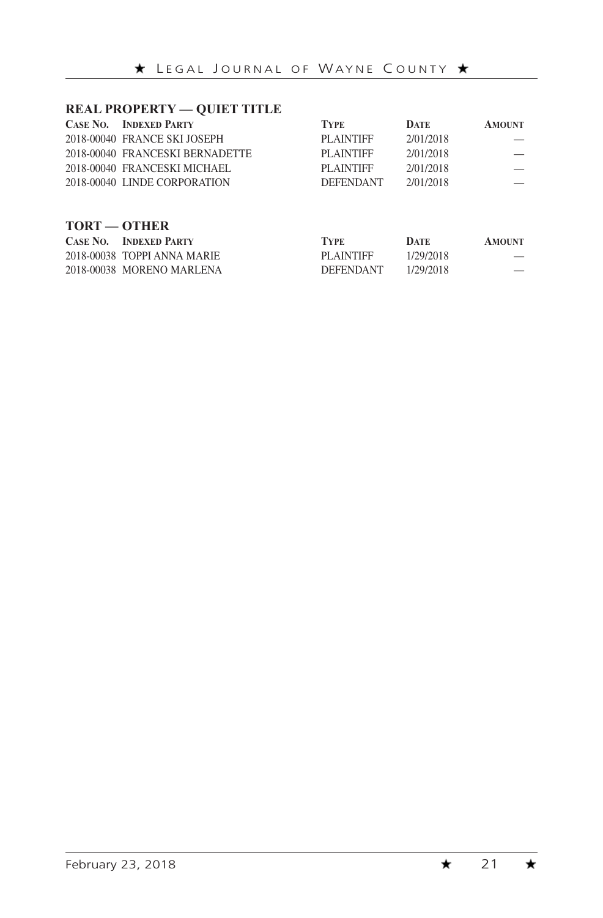## REAL PROPERTY — QUIET TITLE

| Case No. | Indexed Party | Type | Date | Amount |
|---|---|---|---|---|
| 2018-00040 | FRANCE SKI JOSEPH | PLAINTIFF | 2/01/2018 | — |
| 2018-00040 | FRANCESKI BERNADETTE | PLAINTIFF | 2/01/2018 | — |
| 2018-00040 | FRANCESKI MICHAEL | PLAINTIFF | 2/01/2018 | — |
| 2018-00040 | LINDE CORPORATION | DEFENDANT | 2/01/2018 | — |

## TORT — OTHER

| Case No. | Indexed Party | Type | Date | Amount |
|---|---|---|---|---|
| 2018-00038 | TOPPI ANNA MARIE | PLAINTIFF | 1/29/2018 | — |
| 2018-00038 | MORENO MARLENA | DEFENDANT | 1/29/2018 | — |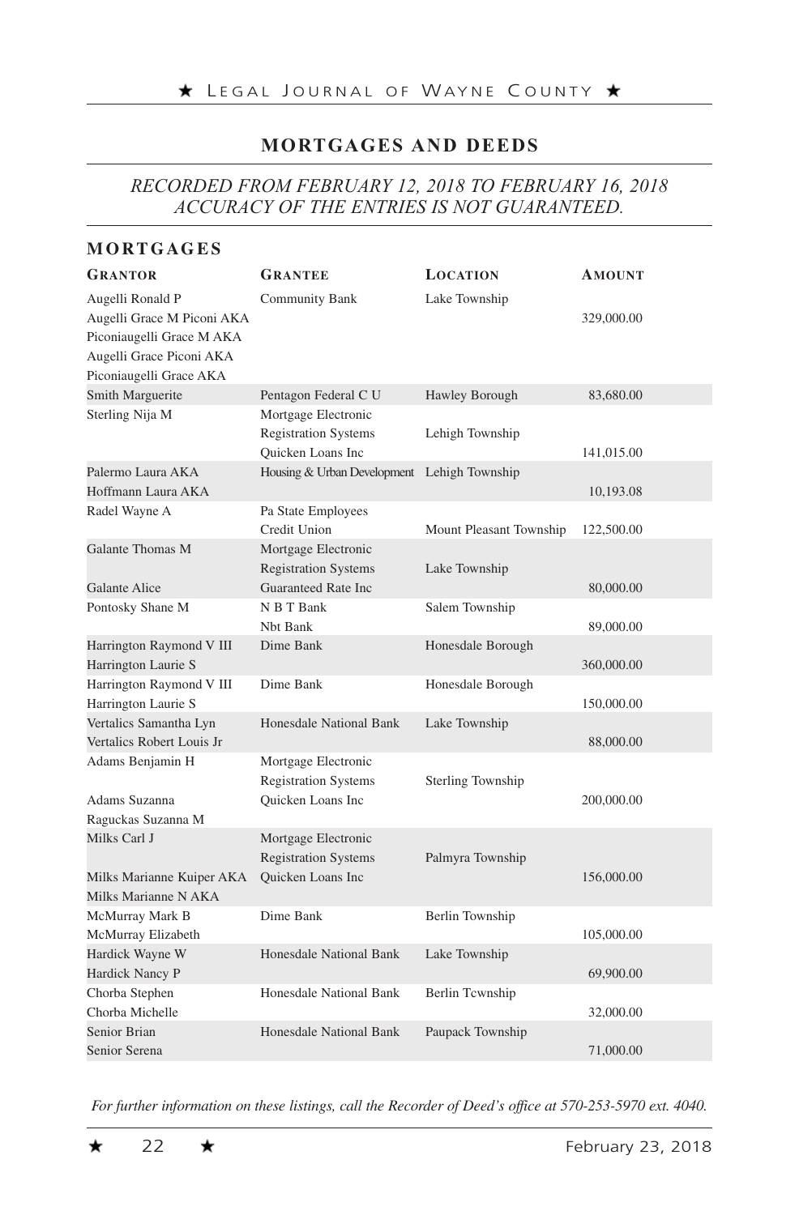## MORTGAGES AND DEEDS

*RECORDED FROM FEBRUARY 12, 2018 TO FEBRUARY 16, 2018*
*ACCURACY OF THE ENTRIES IS NOT GUARANTEED.*

### MORTGAGES

| GRANTOR | GRANTEE | LOCATION | AMOUNT |
|---|---|---|---|
| Augelli Ronald P<br>Augelli Grace M Piconi AKA<br>Piconiaugelli Grace M AKA<br>Augelli Grace Piconi AKA<br>Piconiaugelli Grace AKA | Community Bank | Lake Township | 329,000.00 |
| Smith Marguerite | Pentagon Federal C U | Hawley Borough | 83,680.00 |
| Sterling Nija M | Mortgage Electronic<br>Registration Systems<br>Quicken Loans Inc | Lehigh Township | 141,015.00 |
| Palermo Laura AKA<br>Hoffmann Laura AKA | Housing & Urban Development | Lehigh Township | 10,193.08 |
| Radel Wayne A | Pa State Employees<br>Credit Union | Mount Pleasant Township | 122,500.00 |
| Galante Thomas M<br>Galante Alice | Mortgage Electronic<br>Registration Systems<br>Guaranteed Rate Inc | Lake Township | 80,000.00 |
| Pontosky Shane M | N B T Bank<br>Nbt Bank | Salem Township | 89,000.00 |
| Harrington Raymond V III<br>Harrington Laurie S | Dime Bank | Honesdale Borough | 360,000.00 |
| Harrington Raymond V III<br>Harrington Laurie S | Dime Bank | Honesdale Borough | 150,000.00 |
| Vertalics Samantha Lyn<br>Vertalics Robert Louis Jr | Honesdale National Bank | Lake Township | 88,000.00 |
| Adams Benjamin H<br>Adams Suzanna<br>Raguckas Suzanna M | Mortgage Electronic<br>Registration Systems<br>Quicken Loans Inc | Sterling Township | 200,000.00 |
| Milks Carl J<br>Milks Marianne Kuiper AKA<br>Milks Marianne N AKA | Mortgage Electronic<br>Registration Systems<br>Quicken Loans Inc | Palmyra Township | 156,000.00 |
| McMurray Mark B<br>McMurray Elizabeth | Dime Bank | Berlin Township | 105,000.00 |
| Hardick Wayne W<br>Hardick Nancy P | Honesdale National Bank | Lake Township | 69,900.00 |
| Chorba Stephen<br>Chorba Michelle | Honesdale National Bank | Berlin Tcwnship | 32,000.00 |
| Senior Brian<br>Senior Serena | Honesdale National Bank | Paupack Township | 71,000.00 |

*For further information on these listings, call the Recorder of Deed's office at 570-253-5970 ext. 4040.*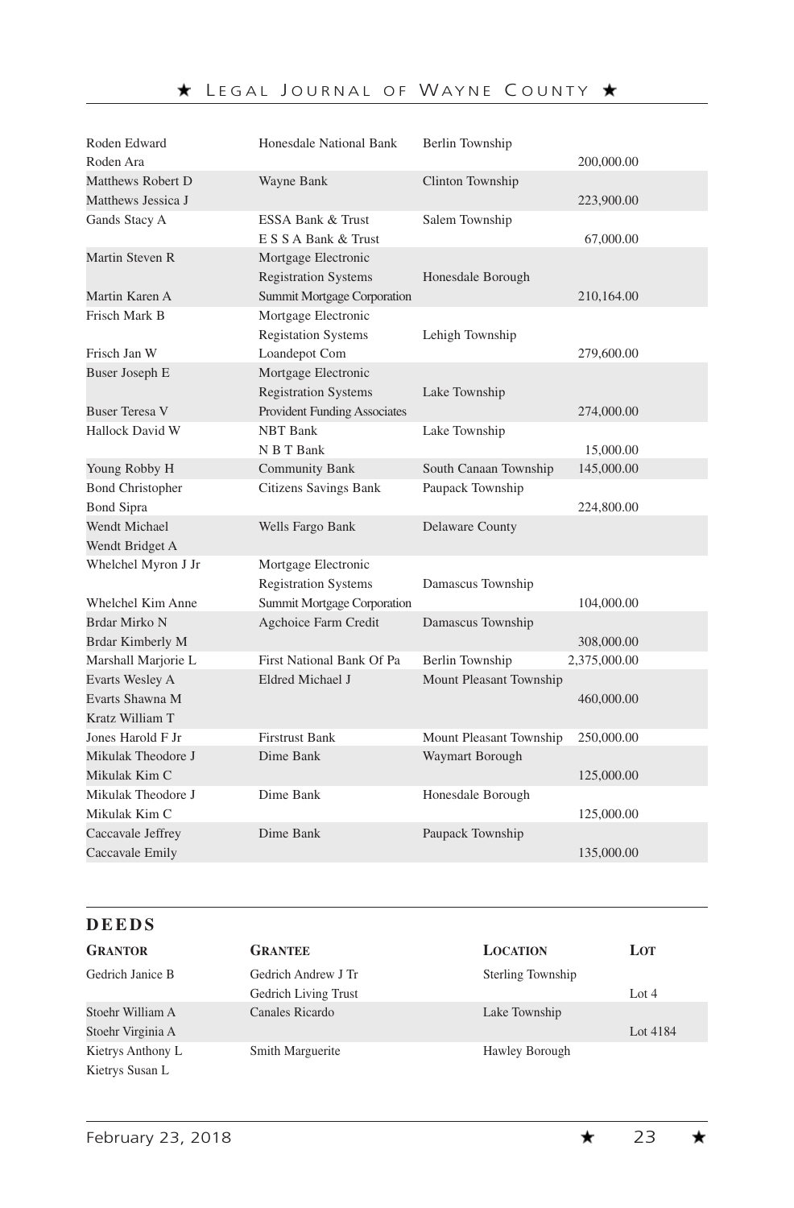| | | | |
|---|---|---|---|
| Roden Edward<br>Roden Ara | Honesdale National Bank | Berlin Township | 200,000.00 |
| Matthews Robert D<br>Matthews Jessica J | Wayne Bank | Clinton Township | 223,900.00 |
| Gands Stacy A | ESSA Bank & Trust<br>E S S A Bank & Trust | Salem Township | 67,000.00 |
| Martin Steven R<br>Martin Karen A | Mortgage Electronic<br>Registration Systems<br>Summit Mortgage Corporation | Honesdale Borough | 210,164.00 |
| Frisch Mark B<br>Frisch Jan W | Mortgage Electronic<br>Registation Systems<br>Loandepot Com | Lehigh Township | 279,600.00 |
| Buser Joseph E<br>Buser Teresa V | Mortgage Electronic<br>Registration Systems<br>Provident Funding Associates | Lake Township | 274,000.00 |
| Hallock David W | NBT Bank<br>N B T Bank | Lake Township | 15,000.00 |
| Young Robby H | Community Bank | South Canaan Township | 145,000.00 |
| Bond Christopher<br>Bond Sipra | Citizens Savings Bank | Paupack Township | 224,800.00 |
| Wendt Michael<br>Wendt Bridget A | Wells Fargo Bank | Delaware County | |
| Whelchel Myron J Jr<br>Whelchel Kim Anne | Mortgage Electronic<br>Registration Systems<br>Summit Mortgage Corporation | Damascus Township | 104,000.00 |
| Brdar Mirko N<br>Brdar Kimberly M | Agchoice Farm Credit | Damascus Township | 308,000.00 |
| Marshall Marjorie L | First National Bank Of Pa | Berlin Township | 2,375,000.00 |
| Evarts Wesley A<br>Evarts Shawna M<br>Kratz William T | Eldred Michael J | Mount Pleasant Township | 460,000.00 |
| Jones Harold F Jr | Firstrust Bank | Mount Pleasant Township | 250,000.00 |
| Mikulak Theodore J<br>Mikulak Kim C | Dime Bank | Waymart Borough | 125,000.00 |
| Mikulak Theodore J<br>Mikulak Kim C | Dime Bank | Honesdale Borough | 125,000.00 |
| Caccavale Jeffrey<br>Caccavale Emily | Dime Bank | Paupack Township | 135,000.00 |

## DEEDS

| Grantor | Grantee | Location | Lot |
|---|---|---|---|
| Gedrich Janice B | Gedrich Andrew J Tr<br>Gedrich Living Trust | Sterling Township | Lot 4 |
| Stoehr William A<br>Stoehr Virginia A | Canales Ricardo | Lake Township | Lot 4184 |
| Kietrys Anthony L<br>Kietrys Susan L | Smith Marguerite | Hawley Borough | |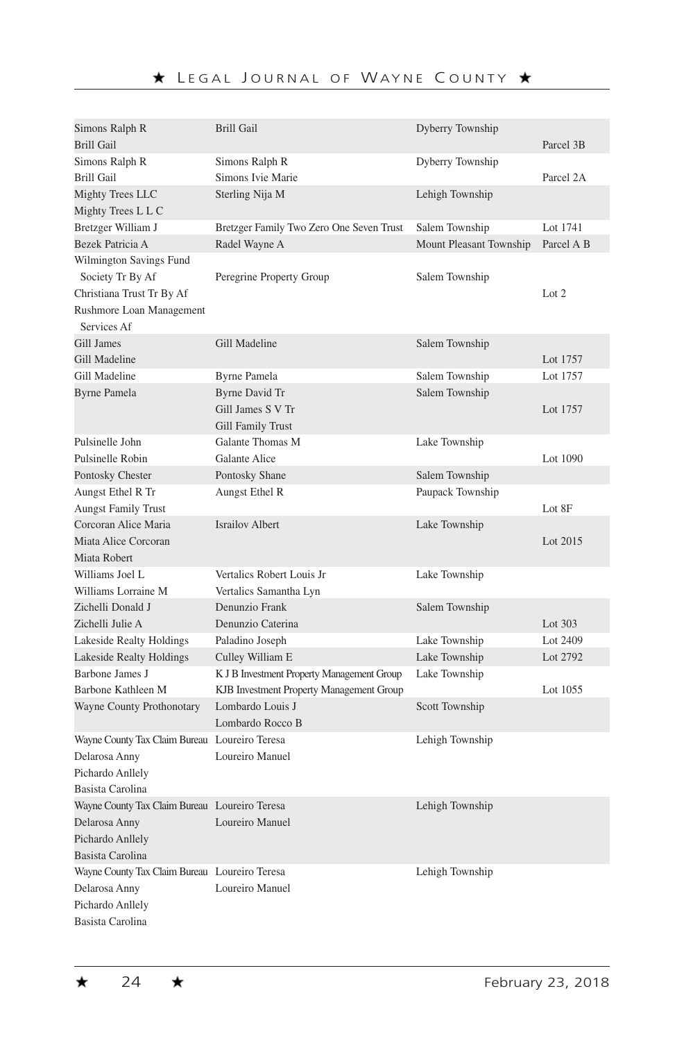| | | | |
|---|---|---|---|
| Simons Ralph R<br>Brill Gail | Brill Gail | Dyberry Township | Parcel 3B |
| Simons Ralph R<br>Brill Gail | Simons Ralph R<br>Simons Ivie Marie | Dyberry Township | Parcel 2A |
| Mighty Trees LLC<br>Mighty Trees L L C | Sterling Nija M | Lehigh Township | |
| Bretzger William J | Bretzger Family Two Zero One Seven Trust | Salem Township | Lot 1741 |
| Bezek Patricia A | Radel Wayne A | Mount Pleasant Township | Parcel A B |
| Wilmington Savings Fund Society Tr By Af<br>Christiana Trust Tr By Af<br>Rushmore Loan Management Services Af | Peregrine Property Group | Salem Township | Lot 2 |
| Gill James<br>Gill Madeline | Gill Madeline | Salem Township | Lot 1757 |
| Gill Madeline | Byrne Pamela | Salem Township | Lot 1757 |
| Byrne Pamela | Byrne David Tr<br>Gill James S V Tr<br>Gill Family Trust | Salem Township | Lot 1757 |
| Pulsinelle John<br>Pulsinelle Robin | Galante Thomas M<br>Galante Alice | Lake Township | Lot 1090 |
| Pontosky Chester | Pontosky Shane | Salem Township | |
| Aungst Ethel R Tr<br>Aungst Family Trust | Aungst Ethel R | Paupack Township | Lot 8F |
| Corcoran Alice Maria<br>Miata Alice Corcoran<br>Miata Robert | Israilov Albert | Lake Township | Lot 2015 |
| Williams Joel L<br>Williams Lorraine M | Vertalics Robert Louis Jr<br>Vertalics Samantha Lyn | Lake Township | |
| Zichelli Donald J<br>Zichelli Julie A | Denunzio Frank<br>Denunzio Caterina | Salem Township | Lot 303 |
| Lakeside Realty Holdings | Paladino Joseph | Lake Township | Lot 2409 |
| Lakeside Realty Holdings | Culley William E | Lake Township | Lot 2792 |
| Barbone James J<br>Barbone Kathleen M | K J B Investment Property Management Group<br>KJB Investment Property Management Group | Lake Township | Lot 1055 |
| Wayne County Prothonotary | Lombardo Louis J<br>Lombardo Rocco B | Scott Township | |
| Wayne County Tax Claim Bureau<br>Delarosa Anny<br>Pichardo Anllely<br>Basista Carolina | Loureiro Teresa<br>Loureiro Manuel | Lehigh Township | |
| Wayne County Tax Claim Bureau<br>Delarosa Anny<br>Pichardo Anllely<br>Basista Carolina | Loureiro Teresa<br>Loureiro Manuel | Lehigh Township | |
| Wayne County Tax Claim Bureau<br>Delarosa Anny<br>Pichardo Anllely<br>Basista Carolina | Loureiro Teresa<br>Loureiro Manuel | Lehigh Township | |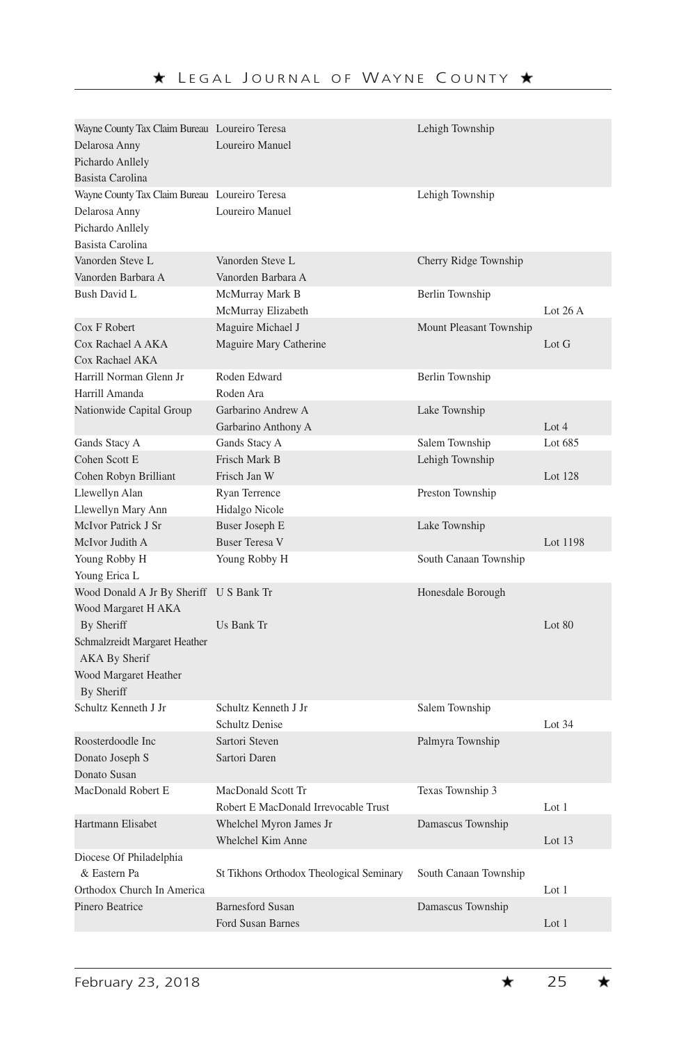| | | | |
|---|---|---|---|
| Wayne County Tax Claim Bureau<br>Delarosa Anny<br>Pichardo Anllely<br>Basista Carolina | Loureiro Teresa<br>Loureiro Manuel | Lehigh Township | |
| Wayne County Tax Claim Bureau<br>Delarosa Anny<br>Pichardo Anllely<br>Basista Carolina | Loureiro Teresa<br>Loureiro Manuel | Lehigh Township | |
| Vanorden Steve L<br>Vanorden Barbara A | Vanorden Steve L<br>Vanorden Barbara A | Cherry Ridge Township | |
| Bush David L | McMurray Mark B<br>McMurray Elizabeth | Berlin Township | Lot 26 A |
| Cox F Robert<br>Cox Rachael A AKA<br>Cox Rachael AKA | Maguire Michael J<br>Maguire Mary Catherine | Mount Pleasant Township | Lot G |
| Harrill Norman Glenn Jr<br>Harrill Amanda | Roden Edward<br>Roden Ara | Berlin Township | |
| Nationwide Capital Group | Garbarino Andrew A<br>Garbarino Anthony A | Lake Township | Lot 4 |
| Gands Stacy A | Gands Stacy A | Salem Township | Lot 685 |
| Cohen Scott E<br>Cohen Robyn Brilliant | Frisch Mark B<br>Frisch Jan W | Lehigh Township | Lot 128 |
| Llewellyn Alan<br>Llewellyn Mary Ann | Ryan Terrence<br>Hidalgo Nicole | Preston Township | |
| McIvor Patrick J Sr<br>McIvor Judith A | Buser Joseph E<br>Buser Teresa V | Lake Township | Lot 1198 |
| Young Robby H<br>Young Erica L | Young Robby H | South Canaan Township | |
| Wood Donald A Jr By Sheriff<br>Wood Margaret H AKA<br>By Sheriff<br>Schmalzreidt Margaret Heather<br>AKA By Sherif<br>Wood Margaret Heather<br>By Sheriff | U S Bank Tr<br>Us Bank Tr | Honesdale Borough | Lot 80 |
| Schultz Kenneth J Jr | Schultz Kenneth J Jr<br>Schultz Denise | Salem Township | Lot 34 |
| Roosterdoodle Inc<br>Donato Joseph S<br>Donato Susan | Sartori Steven<br>Sartori Daren | Palmyra Township | |
| MacDonald Robert E | MacDonald Scott Tr<br>Robert E MacDonald Irrevocable Trust | Texas Township 3 | Lot 1 |
| Hartmann Elisabet | Whelchel Myron James Jr<br>Whelchel Kim Anne | Damascus Township | Lot 13 |
| Diocese Of Philadelphia<br>& Eastern Pa<br>Orthodox Church In America | St Tikhons Orthodox Theological Seminary | South Canaan Township | Lot 1 |
| Pinero Beatrice | Barnesford Susan<br>Ford Susan Barnes | Damascus Township | Lot 1 |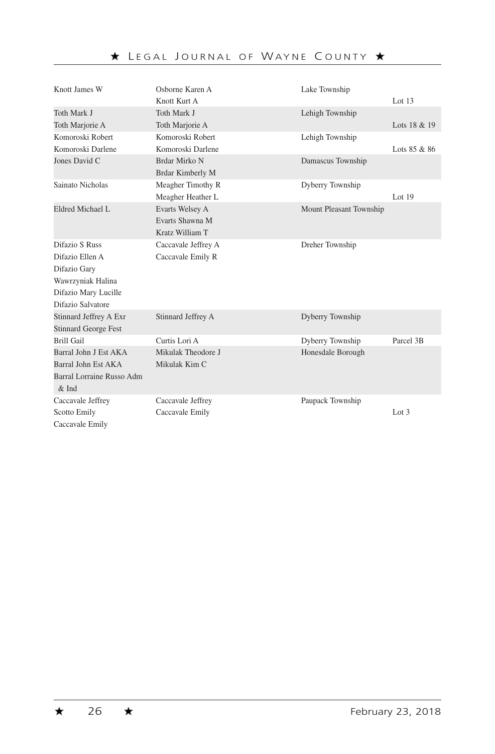| | | | |
|---|---|---|---|
| Knott James W | Osborne Karen A<br>Knott Kurt A | Lake Township | Lot 13 |
| Toth Mark J<br>Toth Marjorie A | Toth Mark J<br>Toth Marjorie A | Lehigh Township | Lots 18 & 19 |
| Komoroski Robert<br>Komoroski Darlene | Komoroski Robert<br>Komoroski Darlene | Lehigh Township | Lots 85 & 86 |
| Jones David C | Brdar Mirko N<br>Brdar Kimberly M | Damascus Township | |
| Sainato Nicholas | Meagher Timothy R<br>Meagher Heather L | Dyberry Township | Lot 19 |
| Eldred Michael L | Evarts Welsey A<br>Evarts Shawna M<br>Kratz William T | Mount Pleasant Township | |
| Difazio S Russ<br>Difazio Ellen A<br>Difazio Gary<br>Wawrzyniak Halina<br>Difazio Mary Lucille<br>Difazio Salvatore | Caccavale Jeffrey A<br>Caccavale Emily R | Dreher Township | |
| Stinnard Jeffrey A Exr<br>Stinnard George Fest | Stinnard Jeffrey A | Dyberry Township | |
| Brill Gail | Curtis Lori A | Dyberry Township | Parcel 3B |
| Barral John J Est AKA<br>Barral John Est AKA<br>Barral Lorraine Russo Adm & Ind | Mikulak Theodore J<br>Mikulak Kim C | Honesdale Borough | |
| Caccavale Jeffrey<br>Scotto Emily<br>Caccavale Emily | Caccavale Jeffrey<br>Caccavale Emily | Paupack Township | Lot 3 |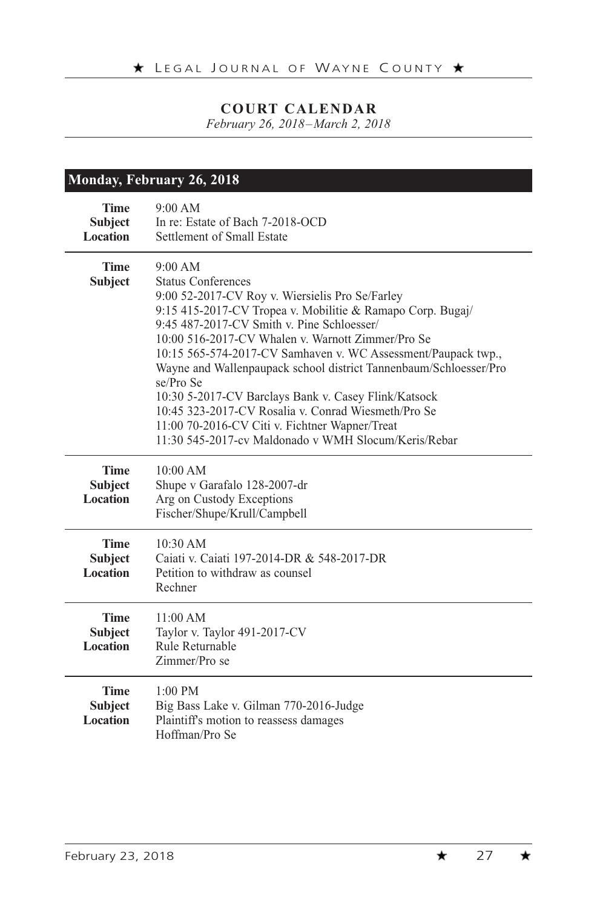## COURT CALENDAR

*February 26, 2018–March 2, 2018*

### Monday, February 26, 2018

**Time** 9:00 AM
**Subject** In re: Estate of Bach 7-2018-OCD
**Location** Settlement of Small Estate

---

**Time** 9:00 AM
**Subject** Status Conferences
9:00 52-2017-CV Roy v. Wiersielis Pro Se/Farley
9:15 415-2017-CV Tropea v. Mobilitie & Ramapo Corp. Bugaj/
9:45 487-2017-CV Smith v. Pine Schloesser/
10:00 516-2017-CV Whalen v. Warnott Zimmer/Pro Se
10:15 565-574-2017-CV Samhaven v. WC Assessment/Paupack twp., Wayne and Wallenpaupack school district Tannenbaum/Schloesser/Pro se/Pro Se
10:30 5-2017-CV Barclays Bank v. Casey Flink/Katsock
10:45 323-2017-CV Rosalia v. Conrad Wiesmeth/Pro Se
11:00 70-2016-CV Citi v. Fichtner Wapner/Treat
11:30 545-2017-cv Maldonado v WMH Slocum/Keris/Rebar

---

**Time** 10:00 AM
**Subject** Shupe v Garafalo 128-2007-dr
**Location** Arg on Custody Exceptions
Fischer/Shupe/Krull/Campbell

---

**Time** 10:30 AM
**Subject** Caiati v. Caiati 197-2014-DR & 548-2017-DR
**Location** Petition to withdraw as counsel
Rechner

---

**Time** 11:00 AM
**Subject** Taylor v. Taylor 491-2017-CV
**Location** Rule Returnable
Zimmer/Pro se

---

**Time** 1:00 PM
**Subject** Big Bass Lake v. Gilman 770-2016-Judge
**Location** Plaintiff's motion to reassess damages
Hoffman/Pro Se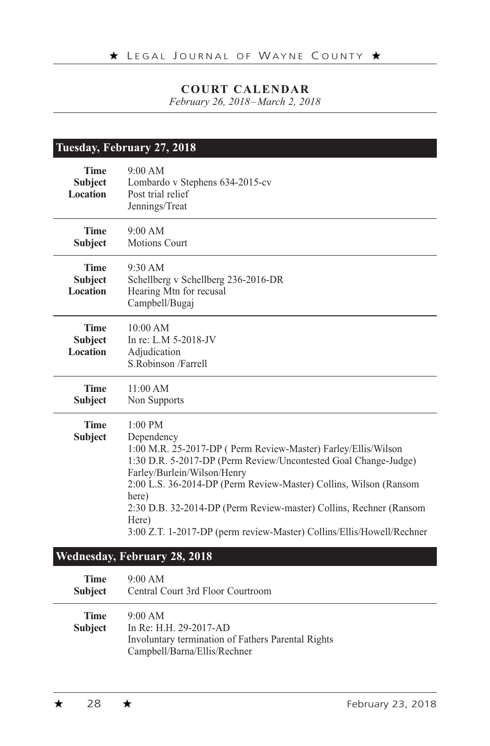## COURT CALENDAR

*February 26, 2018–March 2, 2018*

### Tuesday, February 27, 2018

**Time** 9:00 AM
**Subject** Lombardo v Stephens 634-2015-cv
**Location** Post trial relief
Jennings/Treat

---

**Time** 9:00 AM
**Subject** Motions Court

---

**Time** 9:30 AM
**Subject** Schellberg v Schellberg 236-2016-DR
**Location** Hearing Mtn for recusal
Campbell/Bugaj

---

**Time** 10:00 AM
**Subject** In re: L.M 5-2018-JV
**Location** Adjudication
S.Robinson /Farrell

---

**Time** 11:00 AM
**Subject** Non Supports

---

**Time** 1:00 PM
**Subject** Dependency
1:00 M.R. 25-2017-DP ( Perm Review-Master) Farley/Ellis/Wilson
1:30 D.R. 5-2017-DP (Perm Review/Uncontested Goal Change-Judge) Farley/Burlein/Wilson/Henry
2:00 L.S. 36-2014-DP (Perm Review-Master) Collins, Wilson (Ransom here)
2:30 D.B. 32-2014-DP (Perm Review-master) Collins, Rechner (Ransom Here)
3:00 Z.T. 1-2017-DP (perm review-Master) Collins/Ellis/Howell/Rechner

### Wednesday, February 28, 2018

**Time** 9:00 AM
**Subject** Central Court 3rd Floor Courtroom

---

**Time** 9:00 AM
**Subject** In Re: H.H. 29-2017-AD
Involuntary termination of Fathers Parental Rights
Campbell/Barna/Ellis/Rechner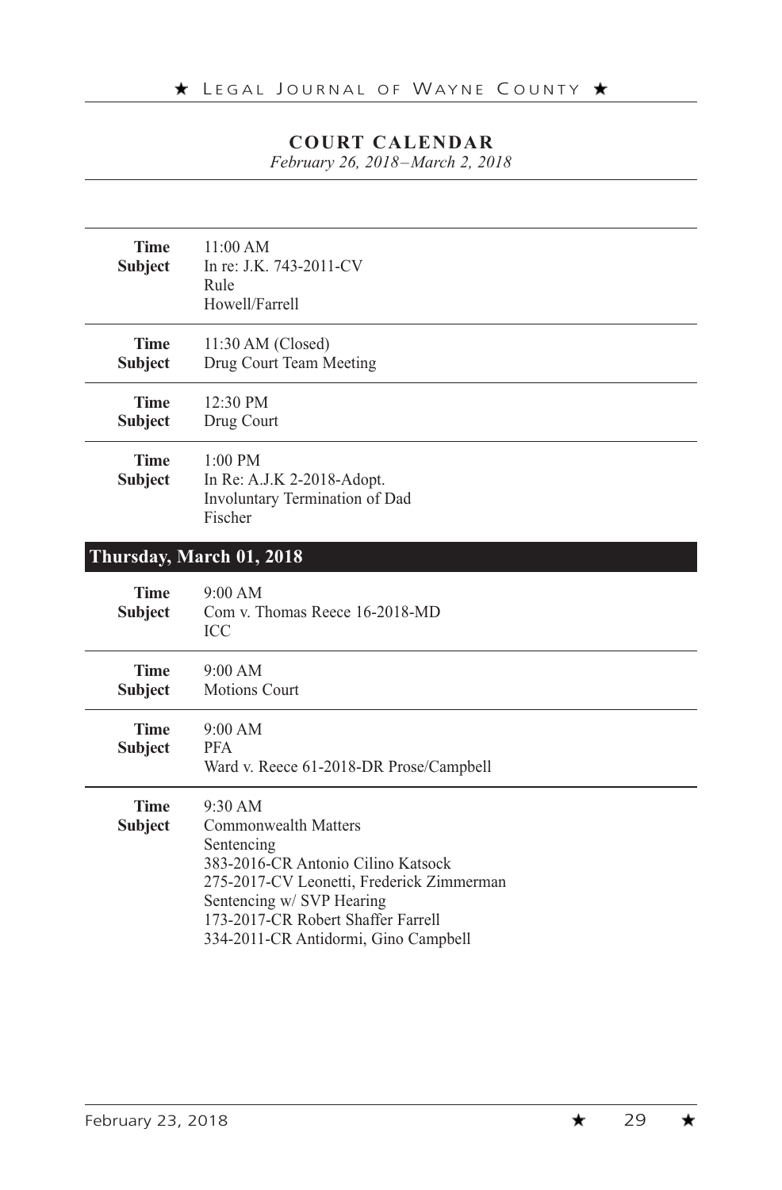## COURT CALENDAR

*February 26, 2018–March 2, 2018*

| | |
|---|---|
| **Time** | 11:00 AM |
| **Subject** | In re: J.K. 743-2011-CV<br>Rule<br>Howell/Farrell |

| | |
|---|---|
| **Time** | 11:30 AM (Closed) |
| **Subject** | Drug Court Team Meeting |

| | |
|---|---|
| **Time** | 12:30 PM |
| **Subject** | Drug Court |

| | |
|---|---|
| **Time** | 1:00 PM |
| **Subject** | In Re: A.J.K 2-2018-Adopt.<br>Involuntary Termination of Dad<br>Fischer |

### Thursday, March 01, 2018

| | |
|---|---|
| **Time** | 9:00 AM |
| **Subject** | Com v. Thomas Reece 16-2018-MD<br>ICC |

| | |
|---|---|
| **Time** | 9:00 AM |
| **Subject** | Motions Court |

| | |
|---|---|
| **Time** | 9:00 AM |
| **Subject** | PFA<br>Ward v. Reece 61-2018-DR Prose/Campbell |

| | |
|---|---|
| **Time** | 9:30 AM |
| **Subject** | Commonwealth Matters<br>Sentencing<br>383-2016-CR Antonio Cilino Katsock<br>275-2017-CV Leonetti, Frederick Zimmerman<br>Sentencing w/ SVP Hearing<br>173-2017-CR Robert Shaffer Farrell<br>334-2011-CR Antidormi, Gino Campbell |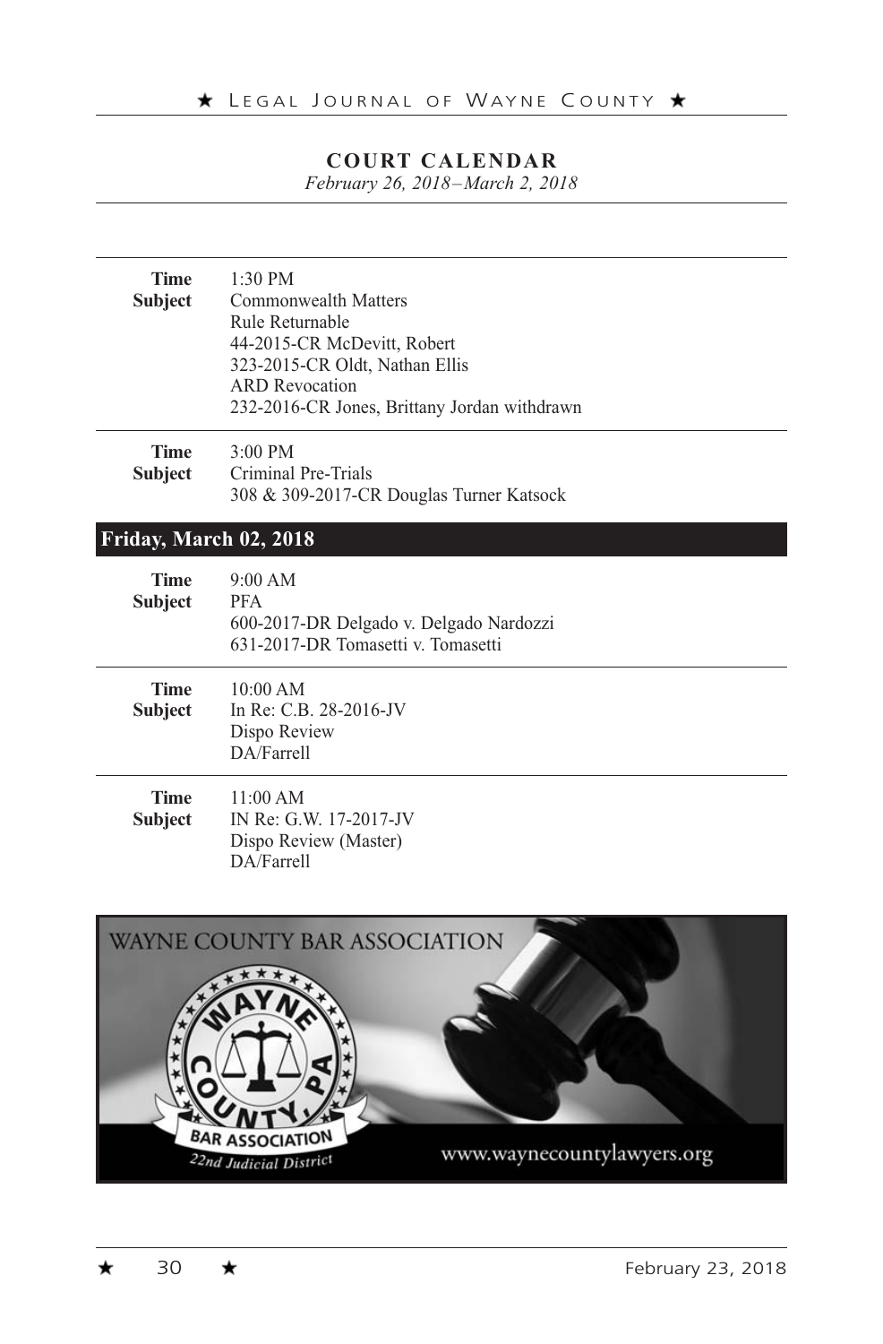## COURT CALENDAR

*February 26, 2018–March 2, 2018*

| | |
|---|---|
| **Time** | 1:30 PM |
| **Subject** | Commonwealth Matters<br>Rule Returnable<br>44-2015-CR McDevitt, Robert<br>323-2015-CR Oldt, Nathan Ellis<br>ARD Revocation<br>232-2016-CR Jones, Brittany Jordan withdrawn |

| | |
|---|---|
| **Time** | 3:00 PM |
| **Subject** | Criminal Pre-Trials<br>308 & 309-2017-CR Douglas Turner Katsock |

### Friday, March 02, 2018

| | |
|---|---|
| **Time** | 9:00 AM |
| **Subject** | PFA<br>600-2017-DR Delgado v. Delgado Nardozzi<br>631-2017-DR Tomasetti v. Tomasetti |

| | |
|---|---|
| **Time** | 10:00 AM |
| **Subject** | In Re: C.B. 28-2016-JV<br>Dispo Review<br>DA/Farrell |

| | |
|---|---|
| **Time** | 11:00 AM |
| **Subject** | IN Re: G.W. 17-2017-JV<br>Dispo Review (Master)<br>DA/Farrell |

WAYNE COUNTY BAR ASSOCIATION

WAYNE COUNTY, PA BAR ASSOCIATION 22nd Judicial District

www.waynecountylawyers.org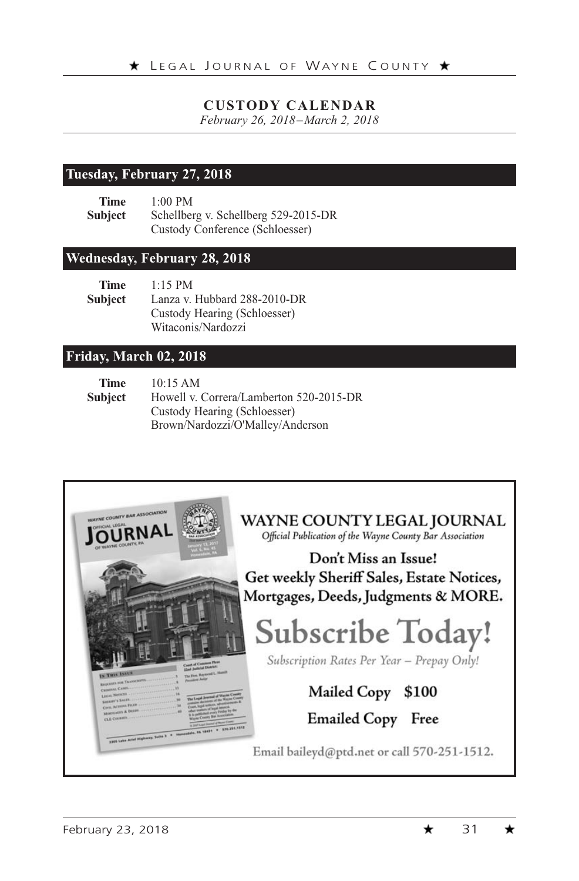## CUSTODY CALENDAR

*February 26, 2018–March 2, 2018*

### Tuesday, February 27, 2018

**Time** 1:00 PM
**Subject** Schellberg v. Schellberg 529-2015-DR
Custody Conference (Schloesser)

### Wednesday, February 28, 2018

**Time** 1:15 PM
**Subject** Lanza v. Hubbard 288-2010-DR
Custody Hearing (Schloesser)
Witaconis/Nardozzi

### Friday, March 02, 2018

**Time** 10:15 AM
**Subject** Howell v. Correra/Lamberton 520-2015-DR
Custody Hearing (Schloesser)
Brown/Nardozzi/O'Malley/Anderson

---

**WAYNE COUNTY LEGAL JOURNAL**

*Official Publication of the Wayne County Bar Association*

**Don't Miss an Issue!**
**Get weekly Sheriff Sales, Estate Notices, Mortgages, Deeds, Judgments & MORE.**

**Subscribe Today!**

*Subscription Rates Per Year – Prepay Only!*

**Mailed Copy $100**

**Emailed Copy Free**

Email baileyd@ptd.net or call 570-251-1512.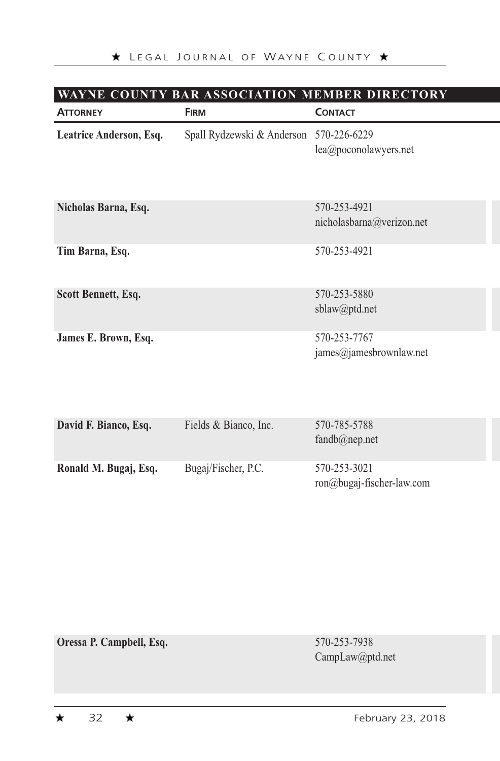## WAYNE COUNTY BAR ASSOCIATION MEMBER DIRECTORY

| Attorney | Firm | Contact |
|---|---|---|
| **Leatrice Anderson, Esq.** | Spall Rydzewski & Anderson | 570-226-6229<br>lea@poconolawyers.net |
| **Nicholas Barna, Esq.** | | 570-253-4921<br>nicholasbarna@verizon.net |
| **Tim Barna, Esq.** | | 570-253-4921 |
| **Scott Bennett, Esq.** | | 570-253-5880<br>sblaw@ptd.net |
| **James E. Brown, Esq.** | | 570-253-7767<br>james@jamesbrownlaw.net |
| **David F. Bianco, Esq.** | Fields & Bianco, Inc. | 570-785-5788<br>fandb@nep.net |
| **Ronald M. Bugaj, Esq.** | Bugaj/Fischer, P.C. | 570-253-3021<br>ron@bugaj-fischer-law.com |
| **Oressa P. Campbell, Esq.** | | 570-253-7938<br>CampLaw@ptd.net |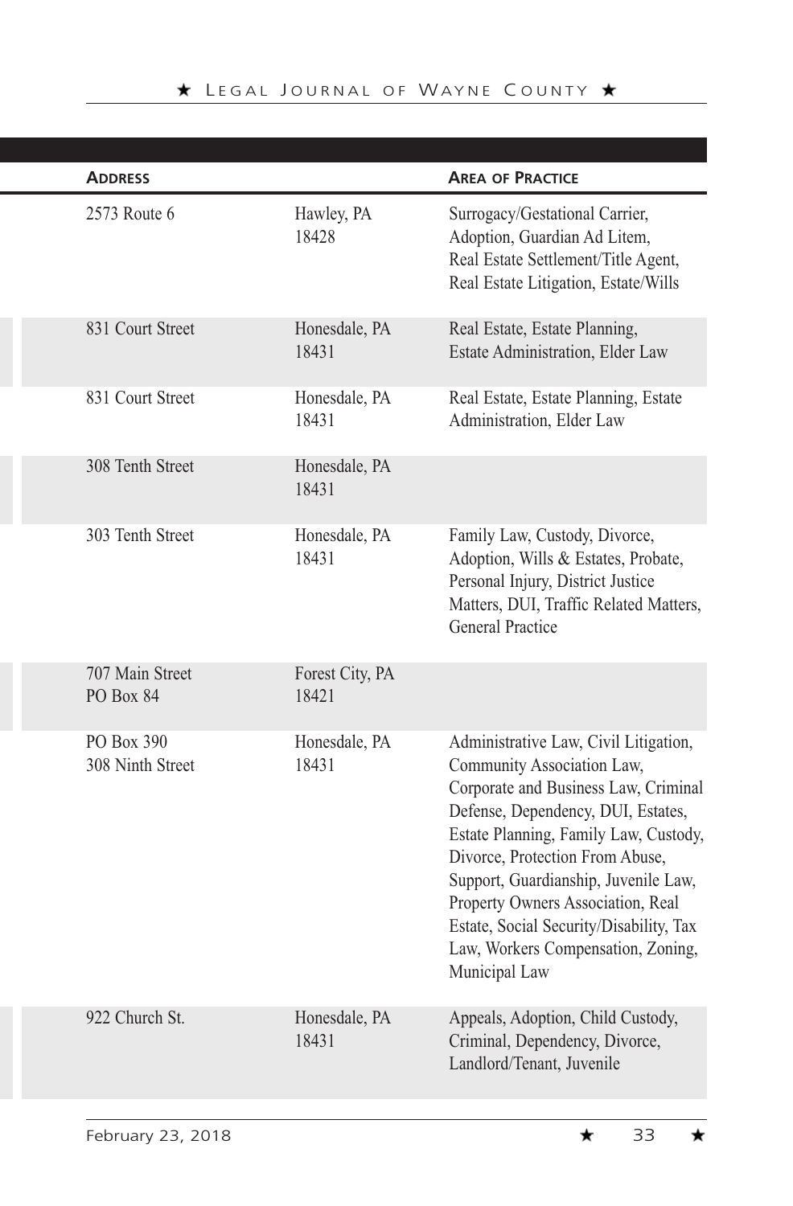| Address | | Area of Practice |
|---|---|---|
| 2573 Route 6 | Hawley, PA 18428 | Surrogacy/Gestational Carrier, Adoption, Guardian Ad Litem, Real Estate Settlement/Title Agent, Real Estate Litigation, Estate/Wills |
| 831 Court Street | Honesdale, PA 18431 | Real Estate, Estate Planning, Estate Administration, Elder Law |
| 831 Court Street | Honesdale, PA 18431 | Real Estate, Estate Planning, Estate Administration, Elder Law |
| 308 Tenth Street | Honesdale, PA 18431 | |
| 303 Tenth Street | Honesdale, PA 18431 | Family Law, Custody, Divorce, Adoption, Wills & Estates, Probate, Personal Injury, District Justice Matters, DUI, Traffic Related Matters, General Practice |
| 707 Main Street PO Box 84 | Forest City, PA 18421 | |
| PO Box 390 308 Ninth Street | Honesdale, PA 18431 | Administrative Law, Civil Litigation, Community Association Law, Corporate and Business Law, Criminal Defense, Dependency, DUI, Estates, Estate Planning, Family Law, Custody, Divorce, Protection From Abuse, Support, Guardianship, Juvenile Law, Property Owners Association, Real Estate, Social Security/Disability, Tax Law, Workers Compensation, Zoning, Municipal Law |
| 922 Church St. | Honesdale, PA 18431 | Appeals, Adoption, Child Custody, Criminal, Dependency, Divorce, Landlord/Tenant, Juvenile |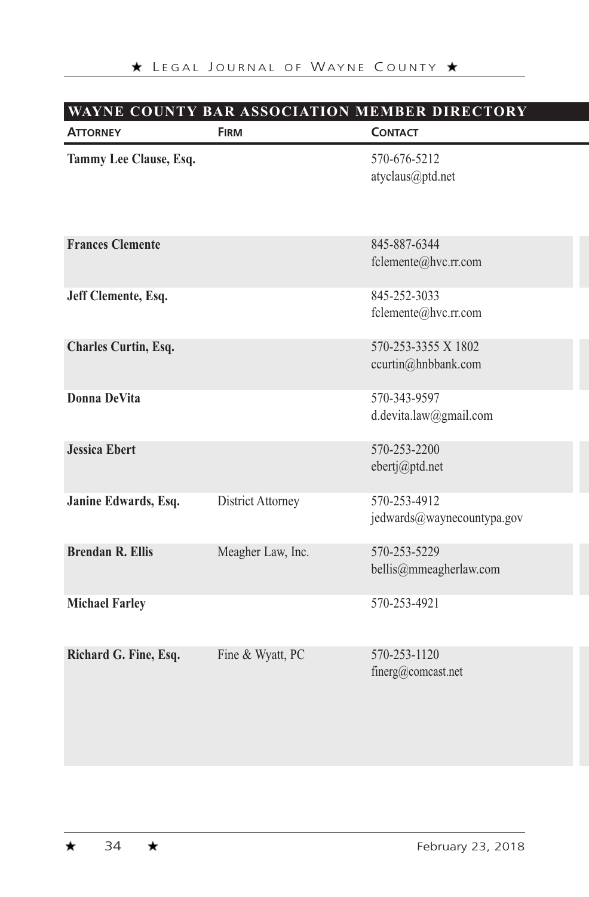## WAYNE COUNTY BAR ASSOCIATION MEMBER DIRECTORY

| Attorney | Firm | Contact |
| --- | --- | --- |
| **Tammy Lee Clause, Esq.** | | 570-676-5212<br>atyclaus@ptd.net |
| **Frances Clemente** | | 845-887-6344<br>fclemente@hvc.rr.com |
| **Jeff Clemente, Esq.** | | 845-252-3033<br>fclemente@hvc.rr.com |
| **Charles Curtin, Esq.** | | 570-253-3355 X 1802<br>ccurtin@hnbbank.com |
| **Donna DeVita** | | 570-343-9597<br>d.devita.law@gmail.com |
| **Jessica Ebert** | | 570-253-2200<br>ebertj@ptd.net |
| **Janine Edwards, Esq.** | District Attorney | 570-253-4912<br>jedwards@waynecountypa.gov |
| **Brendan R. Ellis** | Meagher Law, Inc. | 570-253-5229<br>bellis@mmeagherlaw.com |
| **Michael Farley** | | 570-253-4921 |
| **Richard G. Fine, Esq.** | Fine & Wyatt, PC | 570-253-1120<br>finerg@comcast.net |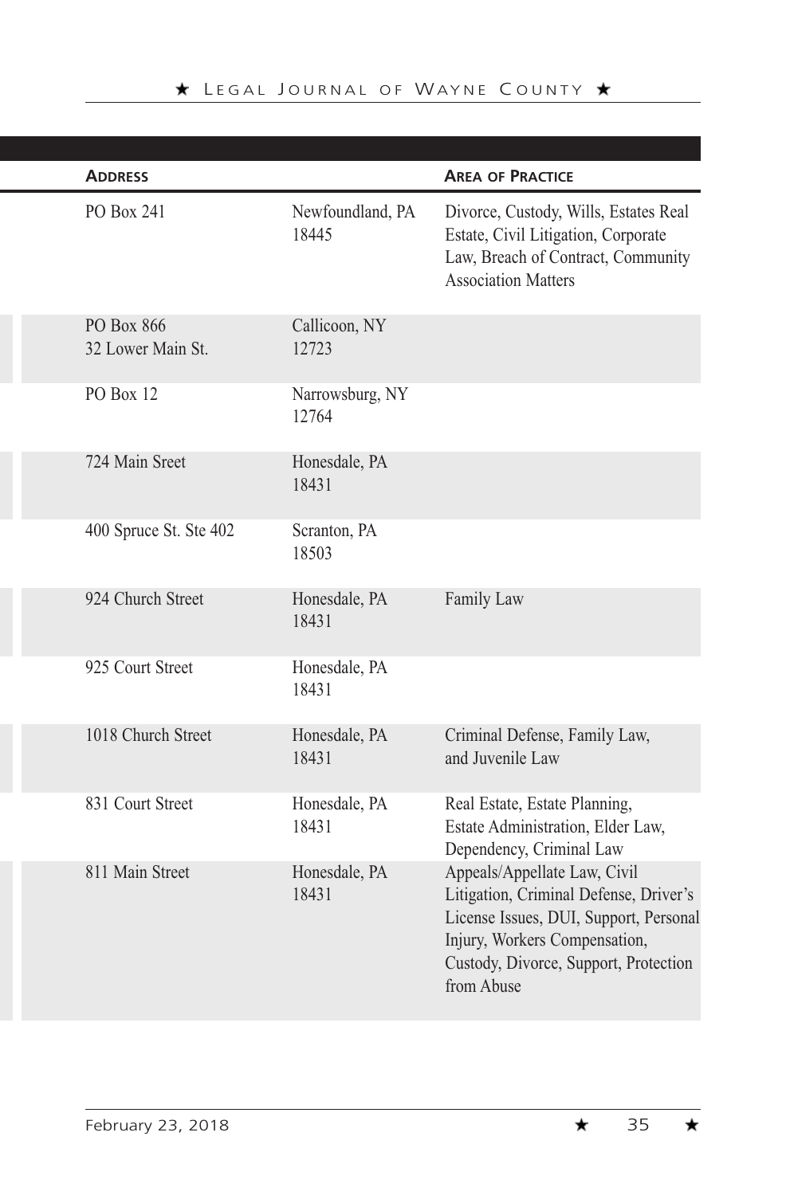| Address | | Area of Practice |
|---|---|---|
| PO Box 241 | Newfoundland, PA 18445 | Divorce, Custody, Wills, Estates Real Estate, Civil Litigation, Corporate Law, Breach of Contract, Community Association Matters |
| PO Box 866<br>32 Lower Main St. | Callicoon, NY 12723 | |
| PO Box 12 | Narrowsburg, NY 12764 | |
| 724 Main Sreet | Honesdale, PA 18431 | |
| 400 Spruce St. Ste 402 | Scranton, PA 18503 | |
| 924 Church Street | Honesdale, PA 18431 | Family Law |
| 925 Court Street | Honesdale, PA 18431 | |
| 1018 Church Street | Honesdale, PA 18431 | Criminal Defense, Family Law, and Juvenile Law |
| 831 Court Street | Honesdale, PA 18431 | Real Estate, Estate Planning, Estate Administration, Elder Law, Dependency, Criminal Law |
| 811 Main Street | Honesdale, PA 18431 | Appeals/Appellate Law, Civil Litigation, Criminal Defense, Driver's License Issues, DUI, Support, Personal Injury, Workers Compensation, Custody, Divorce, Support, Protection from Abuse |

February 23, 2018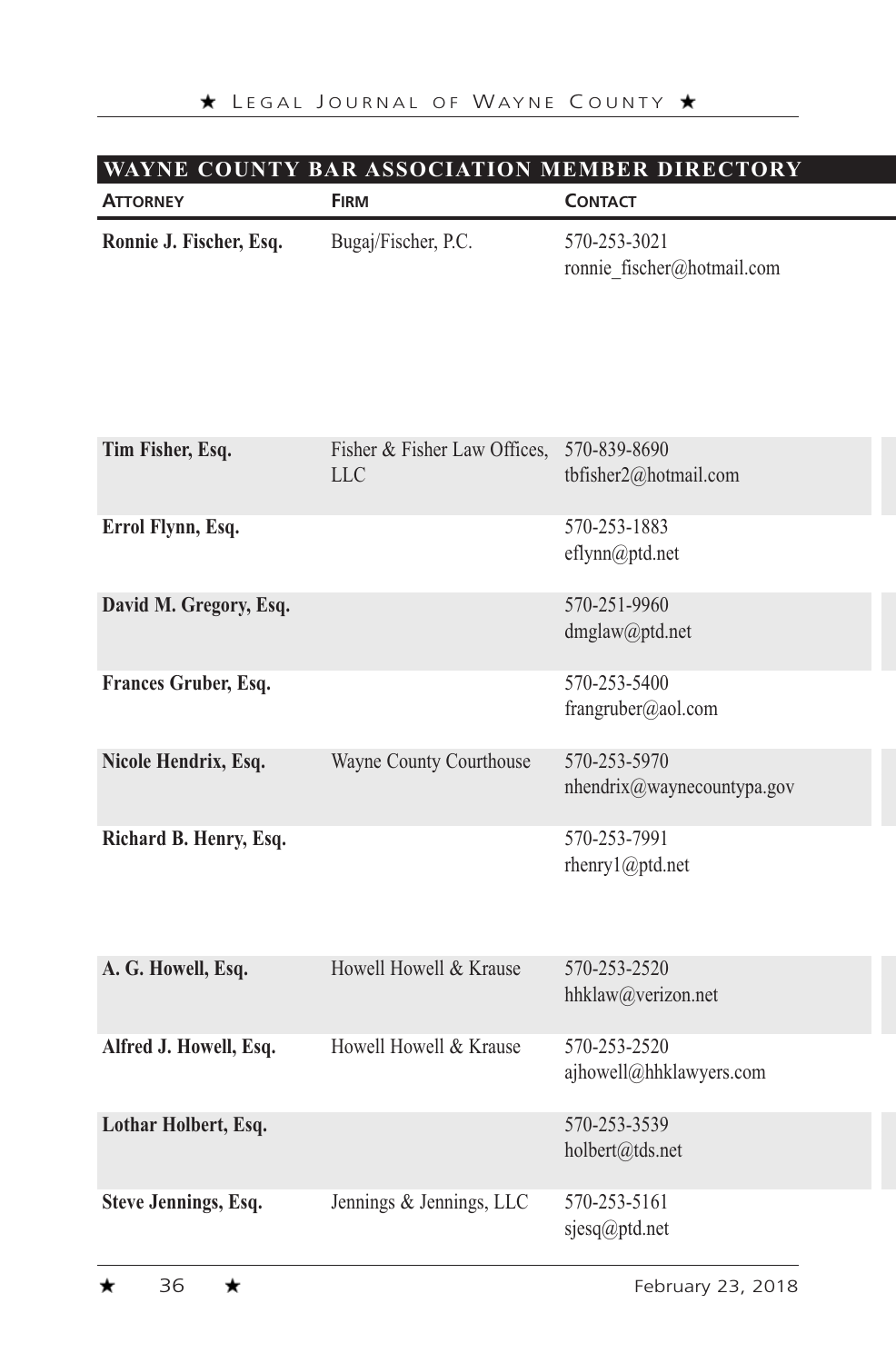## WAYNE COUNTY BAR ASSOCIATION MEMBER DIRECTORY

| Attorney | Firm | Contact |
|---|---|---|
| **Ronnie J. Fischer, Esq.** | Bugaj/Fischer, P.C. | 570-253-3021<br>ronnie_fischer@hotmail.com |
| **Tim Fisher, Esq.** | Fisher & Fisher Law Offices, LLC | 570-839-8690<br>tbfisher2@hotmail.com |
| **Errol Flynn, Esq.** | | 570-253-1883<br>eflynn@ptd.net |
| **David M. Gregory, Esq.** | | 570-251-9960<br>dmglaw@ptd.net |
| **Frances Gruber, Esq.** | | 570-253-5400<br>frangruber@aol.com |
| **Nicole Hendrix, Esq.** | Wayne County Courthouse | 570-253-5970<br>nhendrix@waynecountypa.gov |
| **Richard B. Henry, Esq.** | | 570-253-7991<br>rhenry1@ptd.net |
| **A. G. Howell, Esq.** | Howell Howell & Krause | 570-253-2520<br>hhklaw@verizon.net |
| **Alfred J. Howell, Esq.** | Howell Howell & Krause | 570-253-2520<br>ajhowell@hhklawyers.com |
| **Lothar Holbert, Esq.** | | 570-253-3539<br>holbert@tds.net |
| **Steve Jennings, Esq.** | Jennings & Jennings, LLC | 570-253-5161<br>sjesq@ptd.net |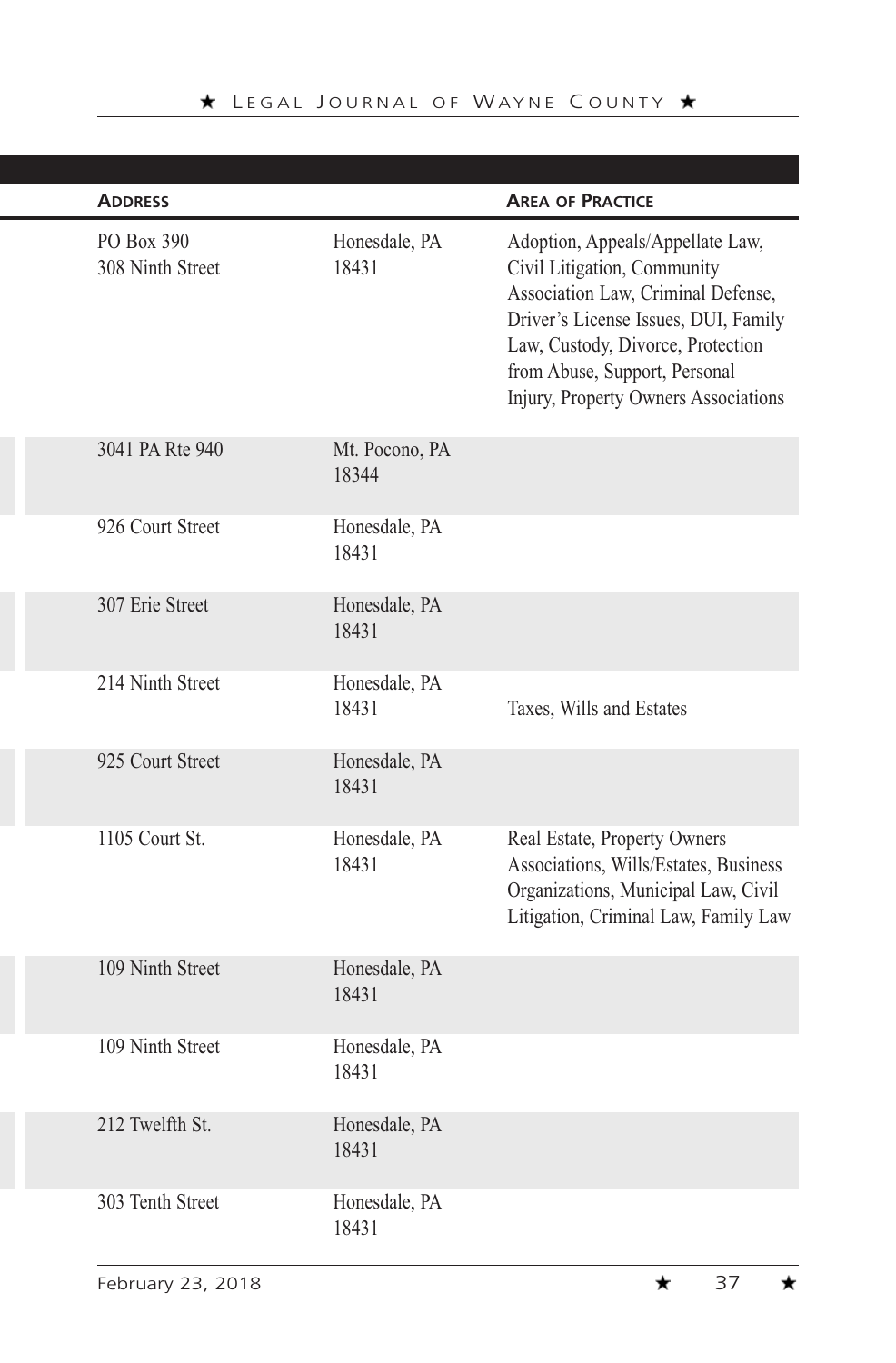| Address | | Area of Practice |
|---|---|---|
| PO Box 390<br>308 Ninth Street | Honesdale, PA<br>18431 | Adoption, Appeals/Appellate Law, Civil Litigation, Community Association Law, Criminal Defense, Driver's License Issues, DUI, Family Law, Custody, Divorce, Protection from Abuse, Support, Personal Injury, Property Owners Associations |
| 3041 PA Rte 940 | Mt. Pocono, PA<br>18344 | |
| 926 Court Street | Honesdale, PA<br>18431 | |
| 307 Erie Street | Honesdale, PA<br>18431 | |
| 214 Ninth Street | Honesdale, PA<br>18431 | Taxes, Wills and Estates |
| 925 Court Street | Honesdale, PA<br>18431 | |
| 1105 Court St. | Honesdale, PA<br>18431 | Real Estate, Property Owners Associations, Wills/Estates, Business Organizations, Municipal Law, Civil Litigation, Criminal Law, Family Law |
| 109 Ninth Street | Honesdale, PA<br>18431 | |
| 109 Ninth Street | Honesdale, PA<br>18431 | |
| 212 Twelfth St. | Honesdale, PA<br>18431 | |
| 303 Tenth Street | Honesdale, PA<br>18431 | |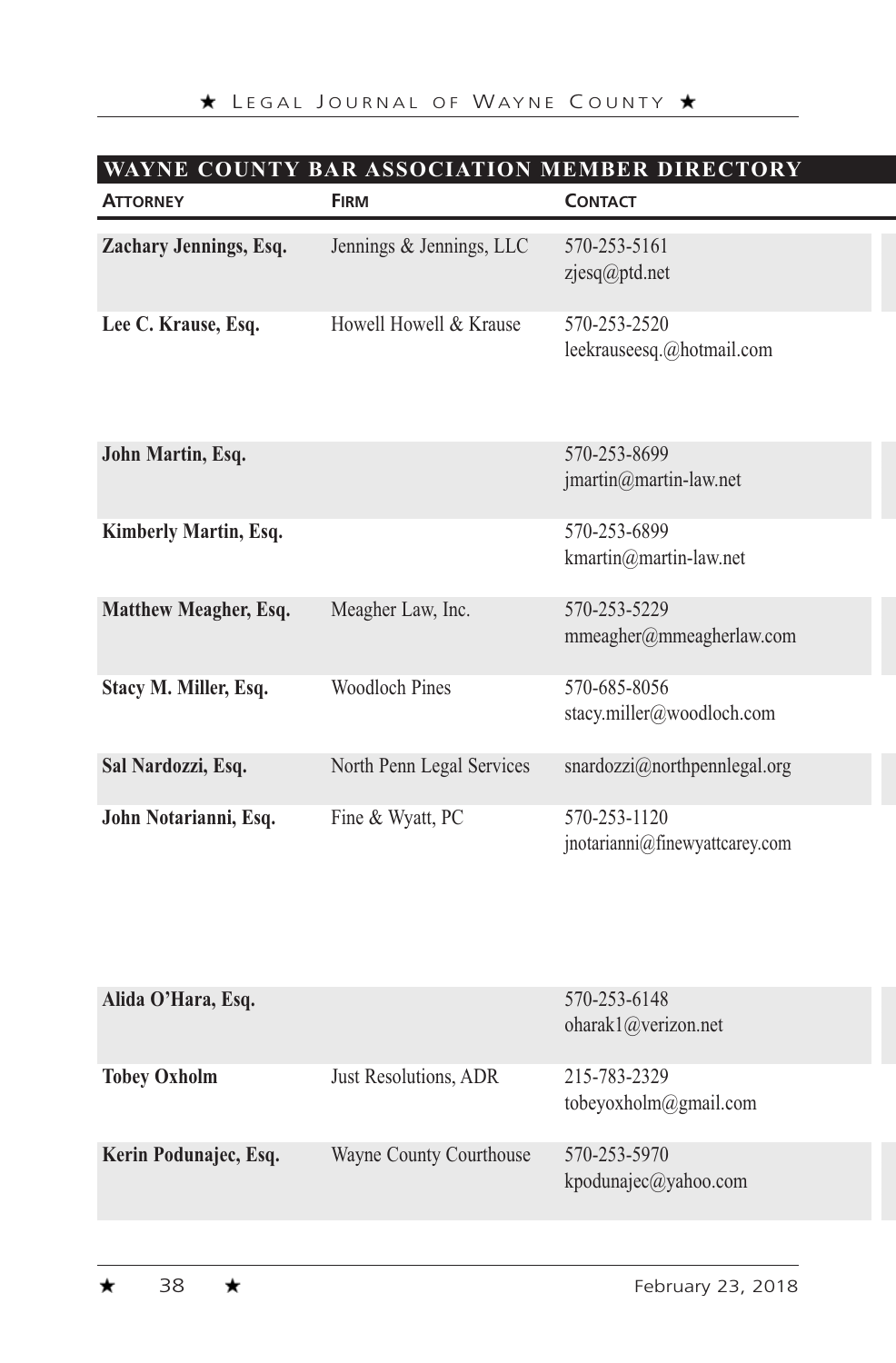## WAYNE COUNTY BAR ASSOCIATION MEMBER DIRECTORY

| Attorney | Firm | Contact |
|---|---|---|
| **Zachary Jennings, Esq.** | Jennings & Jennings, LLC | 570-253-5161<br>zjesq@ptd.net |
| **Lee C. Krause, Esq.** | Howell Howell & Krause | 570-253-2520<br>leekrauseesq.@hotmail.com |
| **John Martin, Esq.** | | 570-253-8699<br>jmartin@martin-law.net |
| **Kimberly Martin, Esq.** | | 570-253-6899<br>kmartin@martin-law.net |
| **Matthew Meagher, Esq.** | Meagher Law, Inc. | 570-253-5229<br>mmeagher@mmeagherlaw.com |
| **Stacy M. Miller, Esq.** | Woodloch Pines | 570-685-8056<br>stacy.miller@woodloch.com |
| **Sal Nardozzi, Esq.** | North Penn Legal Services | snardozzi@northpennlegal.org |
| **John Notarianni, Esq.** | Fine & Wyatt, PC | 570-253-1120<br>jnotarianni@finewyattcarey.com |
| **Alida O'Hara, Esq.** | | 570-253-6148<br>oharak1@verizon.net |
| **Tobey Oxholm** | Just Resolutions, ADR | 215-783-2329<br>tobeyoxholm@gmail.com |
| **Kerin Podunajec, Esq.** | Wayne County Courthouse | 570-253-5970<br>kpodunajec@yahoo.com |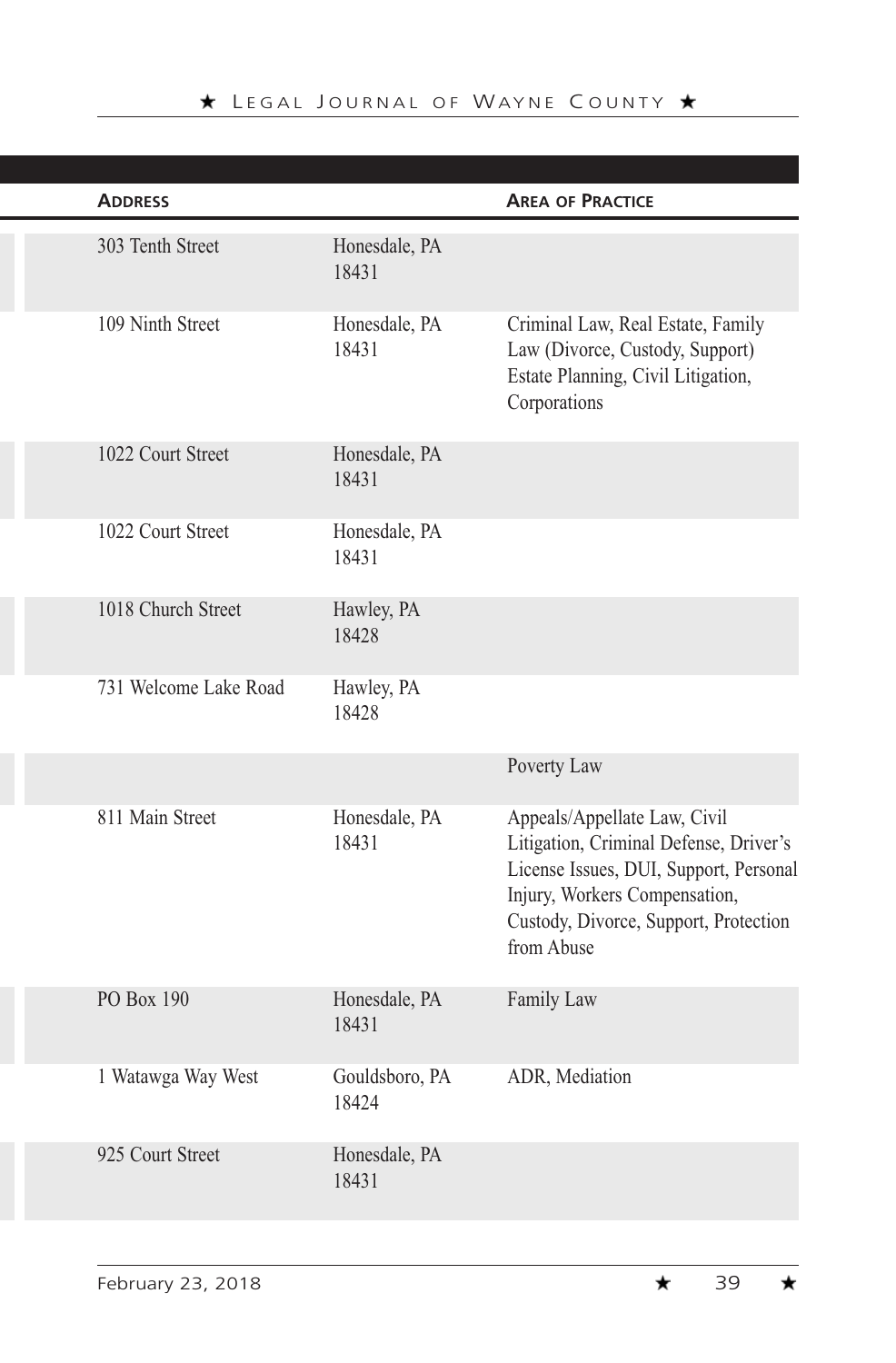| Address | | Area of Practice |
|---|---|---|
| 303 Tenth Street | Honesdale, PA 18431 | |
| 109 Ninth Street | Honesdale, PA 18431 | Criminal Law, Real Estate, Family Law (Divorce, Custody, Support) Estate Planning, Civil Litigation, Corporations |
| 1022 Court Street | Honesdale, PA 18431 | |
| 1022 Court Street | Honesdale, PA 18431 | |
| 1018 Church Street | Hawley, PA 18428 | |
| 731 Welcome Lake Road | Hawley, PA 18428 | |
| | | Poverty Law |
| 811 Main Street | Honesdale, PA 18431 | Appeals/Appellate Law, Civil Litigation, Criminal Defense, Driver's License Issues, DUI, Support, Personal Injury, Workers Compensation, Custody, Divorce, Support, Protection from Abuse |
| PO Box 190 | Honesdale, PA 18431 | Family Law |
| 1 Watawga Way West | Gouldsboro, PA 18424 | ADR, Mediation |
| 925 Court Street | Honesdale, PA 18431 | |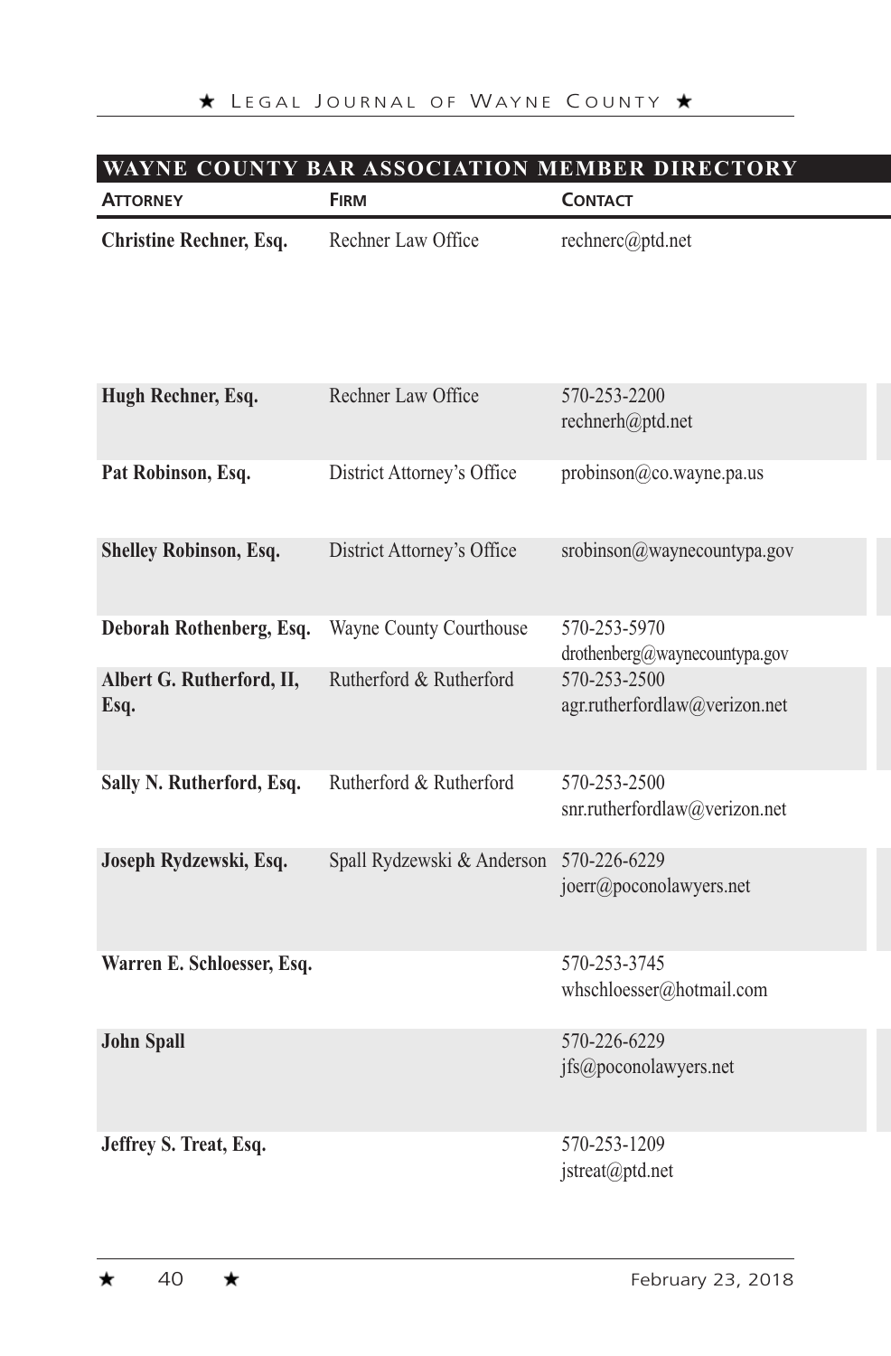## WAYNE COUNTY BAR ASSOCIATION MEMBER DIRECTORY

| Attorney | Firm | Contact |
|---|---|---|
| **Christine Rechner, Esq.** | Rechner Law Office | rechnerc@ptd.net |
| **Hugh Rechner, Esq.** | Rechner Law Office | 570-253-2200<br>rechnerh@ptd.net |
| **Pat Robinson, Esq.** | District Attorney's Office | probinson@co.wayne.pa.us |
| **Shelley Robinson, Esq.** | District Attorney's Office | srobinson@waynecountypa.gov |
| **Deborah Rothenberg, Esq.** | Wayne County Courthouse | 570-253-5970<br>drothenberg@waynecountypa.gov |
| **Albert G. Rutherford, II, Esq.** | Rutherford & Rutherford | 570-253-2500<br>agr.rutherfordlaw@verizon.net |
| **Sally N. Rutherford, Esq.** | Rutherford & Rutherford | 570-253-2500<br>snr.rutherfordlaw@verizon.net |
| **Joseph Rydzewski, Esq.** | Spall Rydzewski & Anderson | 570-226-6229<br>joerr@poconolawyers.net |
| **Warren E. Schloesser, Esq.** | | 570-253-3745<br>whschloesser@hotmail.com |
| **John Spall** | | 570-226-6229<br>jfs@poconolawyers.net |
| **Jeffrey S. Treat, Esq.** | | 570-253-1209<br>jstreat@ptd.net |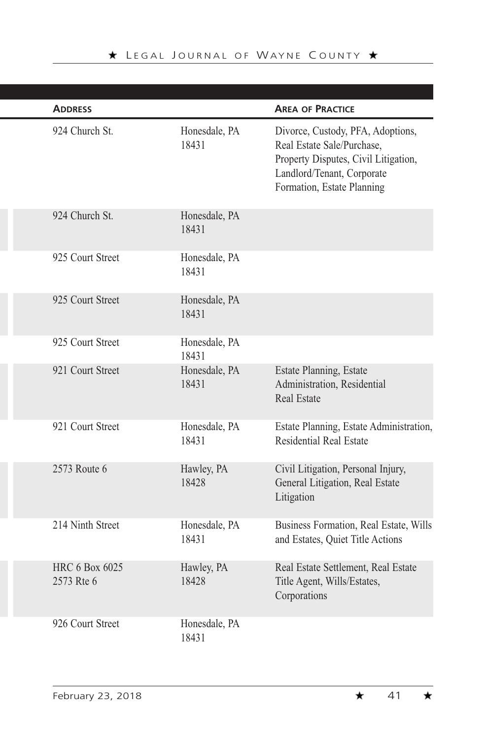| Address | | Area of Practice |
|---|---|---|
| 924 Church St. | Honesdale, PA 18431 | Divorce, Custody, PFA, Adoptions, Real Estate Sale/Purchase, Property Disputes, Civil Litigation, Landlord/Tenant, Corporate Formation, Estate Planning |
| 924 Church St. | Honesdale, PA 18431 | |
| 925 Court Street | Honesdale, PA 18431 | |
| 925 Court Street | Honesdale, PA 18431 | |
| 925 Court Street | Honesdale, PA 18431 | |
| 921 Court Street | Honesdale, PA 18431 | Estate Planning, Estate Administration, Residential Real Estate |
| 921 Court Street | Honesdale, PA 18431 | Estate Planning, Estate Administration, Residential Real Estate |
| 2573 Route 6 | Hawley, PA 18428 | Civil Litigation, Personal Injury, General Litigation, Real Estate Litigation |
| 214 Ninth Street | Honesdale, PA 18431 | Business Formation, Real Estate, Wills and Estates, Quiet Title Actions |
| HRC 6 Box 6025 2573 Rte 6 | Hawley, PA 18428 | Real Estate Settlement, Real Estate Title Agent, Wills/Estates, Corporations |
| 926 Court Street | Honesdale, PA 18431 | |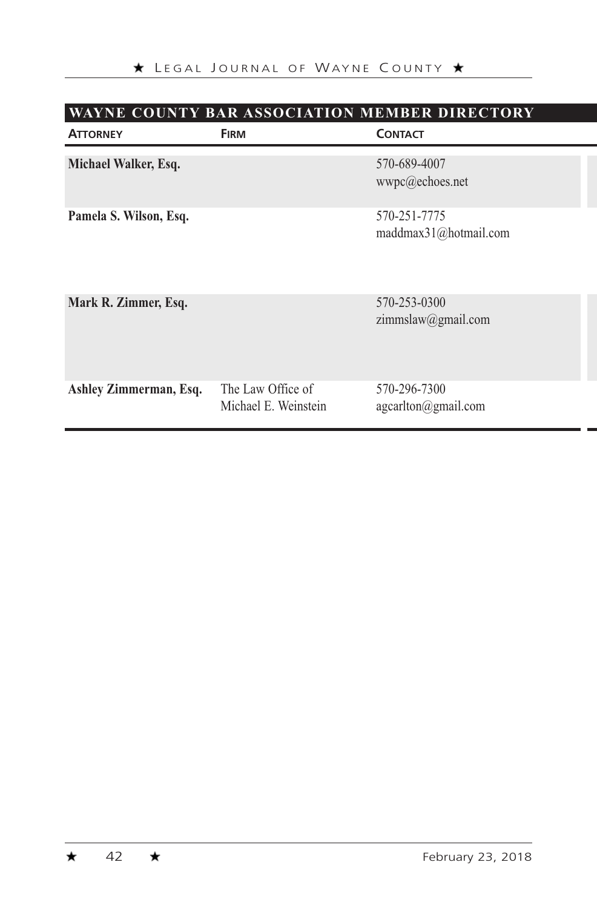## WAYNE COUNTY BAR ASSOCIATION MEMBER DIRECTORY

| Attorney | Firm | Contact |
|---|---|---|
| **Michael Walker, Esq.** | | 570-689-4007<br>wwpc@echoes.net |
| **Pamela S. Wilson, Esq.** | | 570-251-7775<br>maddmax31@hotmail.com |
| **Mark R. Zimmer, Esq.** | | 570-253-0300<br>zimmslaw@gmail.com |
| **Ashley Zimmerman, Esq.** | The Law Office of Michael E. Weinstein | 570-296-7300<br>agcarlton@gmail.com |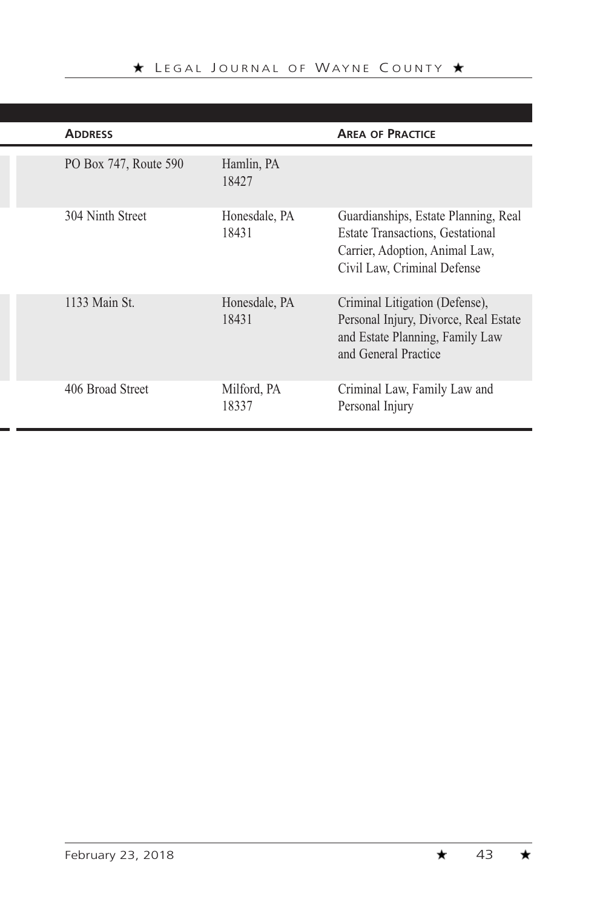| Address | | Area of Practice |
|---|---|---|
| PO Box 747, Route 590 | Hamlin, PA 18427 | |
| 304 Ninth Street | Honesdale, PA 18431 | Guardianships, Estate Planning, Real Estate Transactions, Gestational Carrier, Adoption, Animal Law, Civil Law, Criminal Defense |
| 1133 Main St. | Honesdale, PA 18431 | Criminal Litigation (Defense), Personal Injury, Divorce, Real Estate and Estate Planning, Family Law and General Practice |
| 406 Broad Street | Milford, PA 18337 | Criminal Law, Family Law and Personal Injury |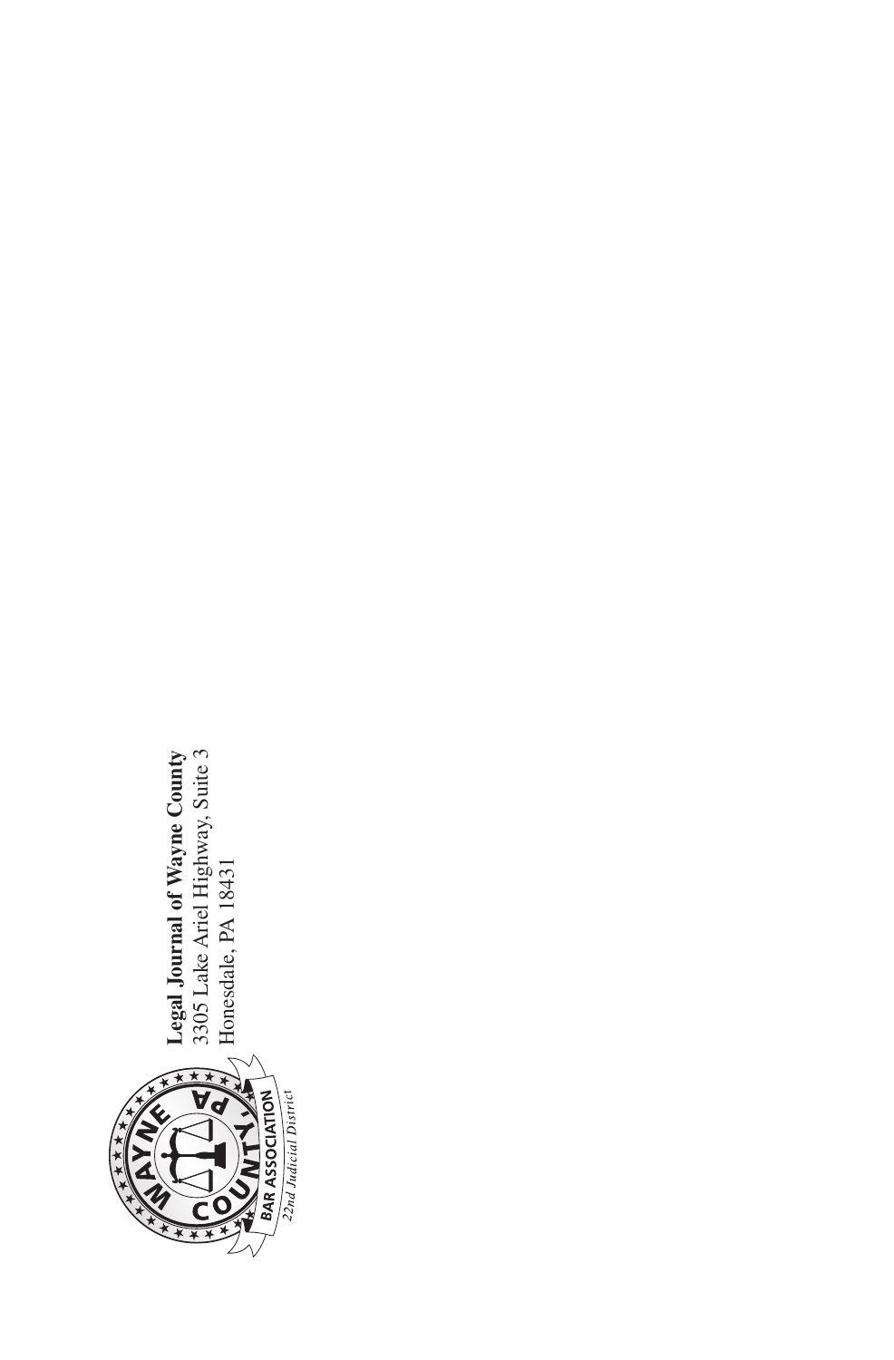**Legal Journal of Wayne County**
3305 Lake Ariel Highway, Suite 3
Honesdale, PA 18431